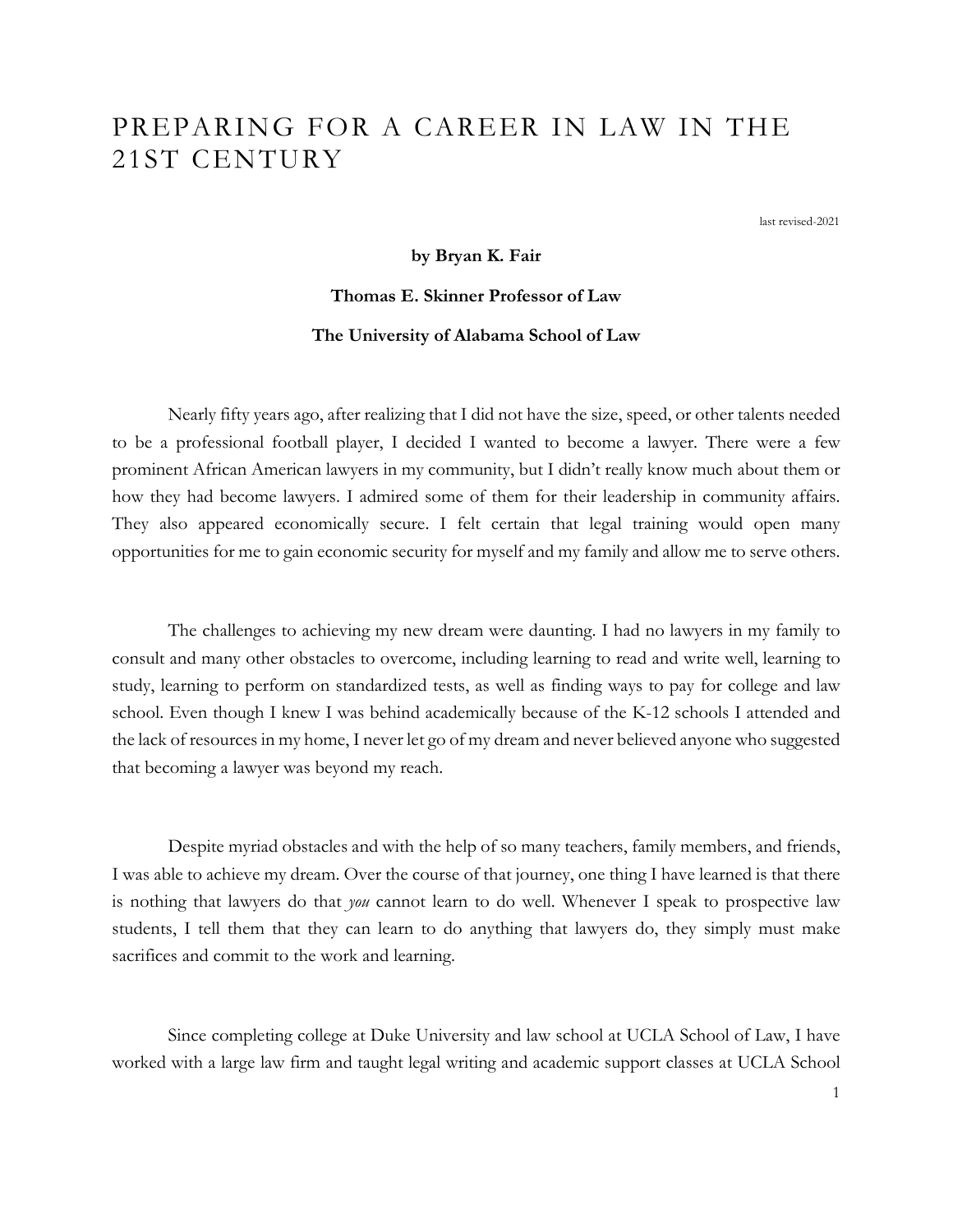# PREPARING FOR A CAREER IN LAW IN THE 21ST CENTURY

last revised-2021

**by Bryan K. Fair**

**Thomas E. Skinner Professor of Law**

**The University of Alabama School of Law**

Nearly fifty years ago, after realizing that I did not have the size, speed, or other talents needed to be a professional football player, I decided I wanted to become a lawyer. There were a few prominent African American lawyers in my community, but I didn't really know much about them or how they had become lawyers. I admired some of them for their leadership in community affairs. They also appeared economically secure. I felt certain that legal training would open many opportunities for me to gain economic security for myself and my family and allow me to serve others.

The challenges to achieving my new dream were daunting. I had no lawyers in my family to consult and many other obstacles to overcome, including learning to read and write well, learning to study, learning to perform on standardized tests, as well as finding ways to pay for college and law school. Even though I knew I was behind academically because of the K-12 schools I attended and the lack of resources in my home, I never let go of my dream and never believed anyone who suggested that becoming a lawyer was beyond my reach.

Despite myriad obstacles and with the help of so many teachers, family members, and friends, I was able to achieve my dream. Over the course of that journey, one thing I have learned is that there is nothing that lawyers do that *you* cannot learn to do well. Whenever I speak to prospective law students, I tell them that they can learn to do anything that lawyers do, they simply must make sacrifices and commit to the work and learning.

Since completing college at Duke University and law school at UCLA School of Law, I have worked with a large law firm and taught legal writing and academic support classes at UCLA School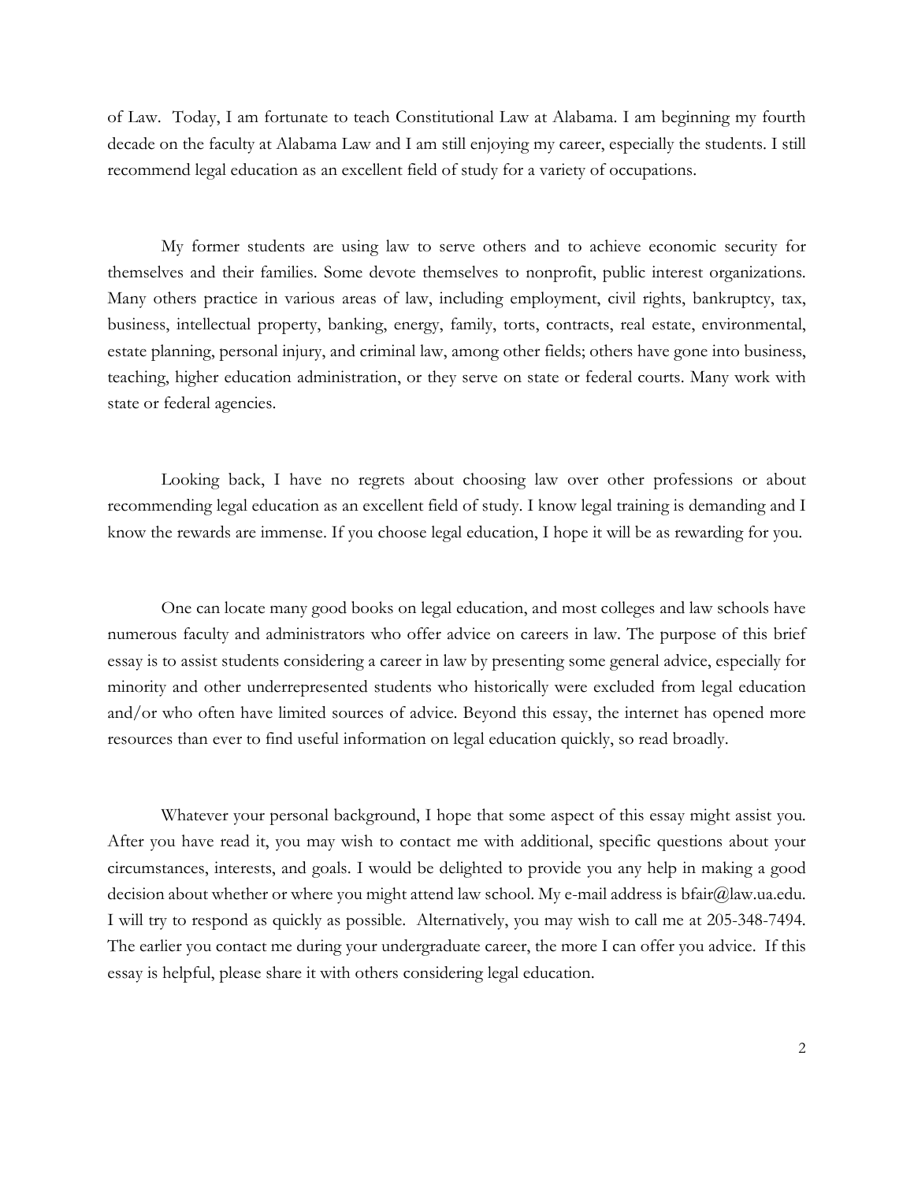of Law. Today, I am fortunate to teach Constitutional Law at Alabama. I am beginning my fourth decade on the faculty at Alabama Law and I am still enjoying my career, especially the students. I still recommend legal education as an excellent field of study for a variety of occupations.

My former students are using law to serve others and to achieve economic security for themselves and their families. Some devote themselves to nonprofit, public interest organizations. Many others practice in various areas of law, including employment, civil rights, bankruptcy, tax, business, intellectual property, banking, energy, family, torts, contracts, real estate, environmental, estate planning, personal injury, and criminal law, among other fields; others have gone into business, teaching, higher education administration, or they serve on state or federal courts. Many work with state or federal agencies.

Looking back, I have no regrets about choosing law over other professions or about recommending legal education as an excellent field of study. I know legal training is demanding and I know the rewards are immense. If you choose legal education, I hope it will be as rewarding for you.

One can locate many good books on legal education, and most colleges and law schools have numerous faculty and administrators who offer advice on careers in law. The purpose of this brief essay is to assist students considering a career in law by presenting some general advice, especially for minority and other underrepresented students who historically were excluded from legal education and/or who often have limited sources of advice. Beyond this essay, the internet has opened more resources than ever to find useful information on legal education quickly, so read broadly.

Whatever your personal background, I hope that some aspect of this essay might assist you. After you have read it, you may wish to contact me with additional, specific questions about your circumstances, interests, and goals. I would be delighted to provide you any help in making a good decision about whether or where you might attend law school. My e-mail address is bfair@law.ua.edu. I will try to respond as quickly as possible. Alternatively, you may wish to call me at 205-348-7494. The earlier you contact me during your undergraduate career, the more I can offer you advice. If this essay is helpful, please share it with others considering legal education.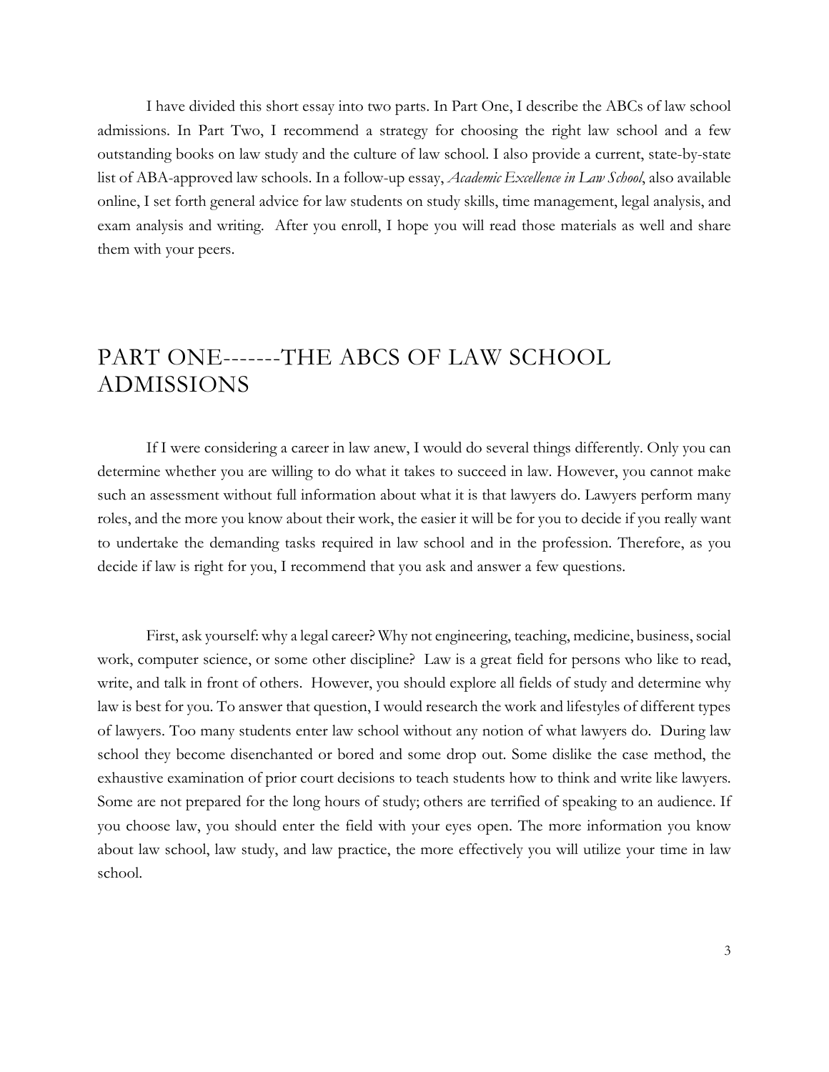I have divided this short essay into two parts. In Part One, I describe the ABCs of law school admissions. In Part Two, I recommend a strategy for choosing the right law school and a few outstanding books on law study and the culture of law school. I also provide a current, state-by-state list of ABA-approved law schools. In a follow-up essay, *Academic Excellence in Law School*, also available online, I set forth general advice for law students on study skills, time management, legal analysis, and exam analysis and writing. After you enroll, I hope you will read those materials as well and share them with your peers.

# PART ONE-------THE ABCS OF LAW SCHOOL ADMISSIONS

If I were considering a career in law anew, I would do several things differently. Only you can determine whether you are willing to do what it takes to succeed in law. However, you cannot make such an assessment without full information about what it is that lawyers do. Lawyers perform many roles, and the more you know about their work, the easier it will be for you to decide if you really want to undertake the demanding tasks required in law school and in the profession. Therefore, as you decide if law is right for you, I recommend that you ask and answer a few questions.

First, ask yourself: why a legal career? Why not engineering, teaching, medicine, business, social work, computer science, or some other discipline? Law is a great field for persons who like to read, write, and talk in front of others. However, you should explore all fields of study and determine why law is best for you. To answer that question, I would research the work and lifestyles of different types of lawyers. Too many students enter law school without any notion of what lawyers do. During law school they become disenchanted or bored and some drop out. Some dislike the case method, the exhaustive examination of prior court decisions to teach students how to think and write like lawyers. Some are not prepared for the long hours of study; others are terrified of speaking to an audience. If you choose law, you should enter the field with your eyes open. The more information you know about law school, law study, and law practice, the more effectively you will utilize your time in law school.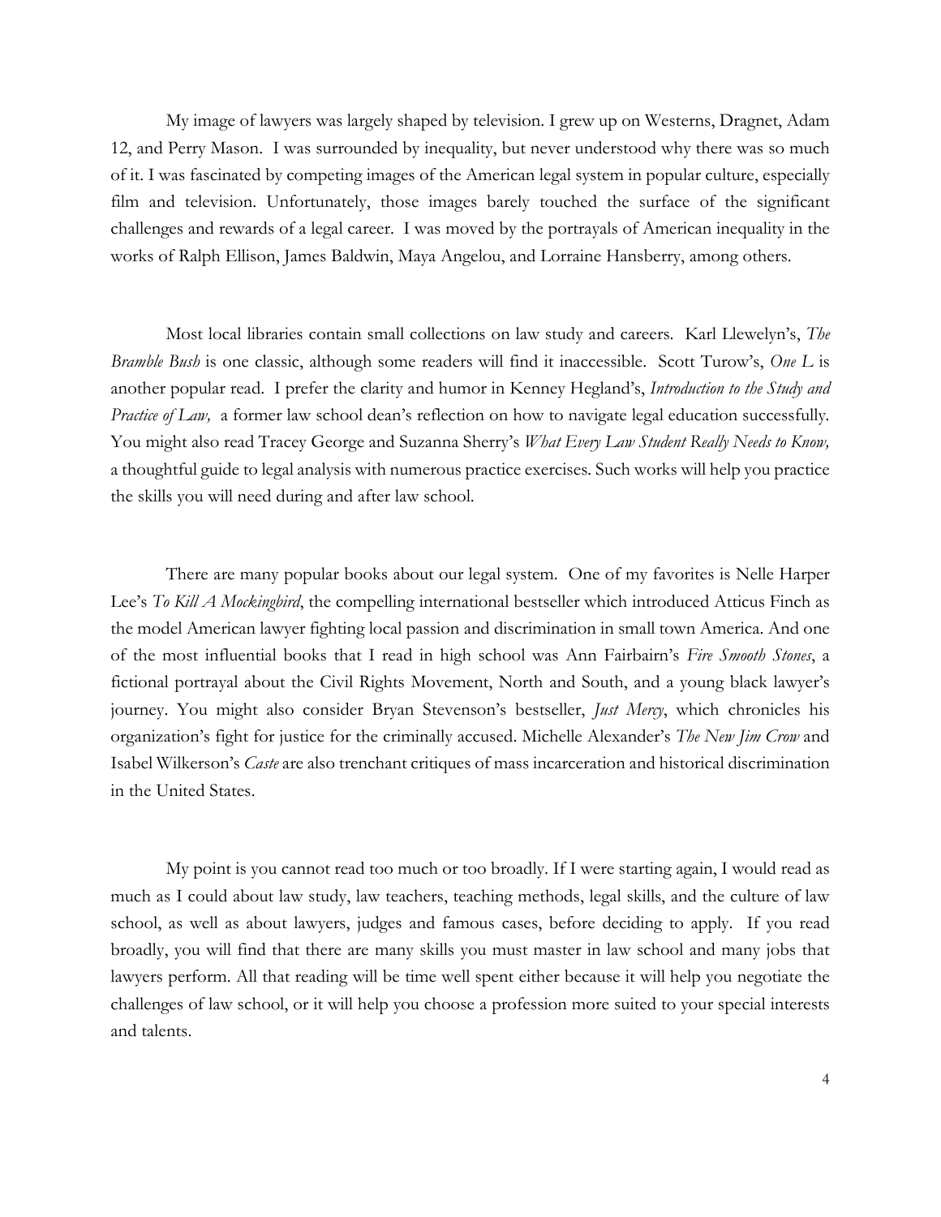My image of lawyers was largely shaped by television. I grew up on Westerns, Dragnet, Adam 12, and Perry Mason. I was surrounded by inequality, but never understood why there was so much of it. I was fascinated by competing images of the American legal system in popular culture, especially film and television. Unfortunately, those images barely touched the surface of the significant challenges and rewards of a legal career. I was moved by the portrayals of American inequality in the works of Ralph Ellison, James Baldwin, Maya Angelou, and Lorraine Hansberry, among others.

Most local libraries contain small collections on law study and careers. Karl Llewelyn's, *The Bramble Bush* is one classic, although some readers will find it inaccessible. Scott Turow's, *One L* is another popular read. I prefer the clarity and humor in Kenney Hegland's, *Introduction to the Study and Practice of Law,* a former law school dean's reflection on how to navigate legal education successfully. You might also read Tracey George and Suzanna Sherry's *What Every Law Student Really Needs to Know,* a thoughtful guide to legal analysis with numerous practice exercises. Such works will help you practice the skills you will need during and after law school.

There are many popular books about our legal system. One of my favorites is Nelle Harper Lee's *To Kill A Mockingbird*, the compelling international bestseller which introduced Atticus Finch as the model American lawyer fighting local passion and discrimination in small town America. And one of the most influential books that I read in high school was Ann Fairbairn's *Fire Smooth Stones*, a fictional portrayal about the Civil Rights Movement, North and South, and a young black lawyer's journey. You might also consider Bryan Stevenson's bestseller, *Just Mercy*, which chronicles his organization's fight for justice for the criminally accused. Michelle Alexander's *The New Jim Crow* and Isabel Wilkerson's *Caste* are also trenchant critiques of mass incarceration and historical discrimination in the United States.

My point is you cannot read too much or too broadly. If I were starting again, I would read as much as I could about law study, law teachers, teaching methods, legal skills, and the culture of law school, as well as about lawyers, judges and famous cases, before deciding to apply. If you read broadly, you will find that there are many skills you must master in law school and many jobs that lawyers perform. All that reading will be time well spent either because it will help you negotiate the challenges of law school, or it will help you choose a profession more suited to your special interests and talents.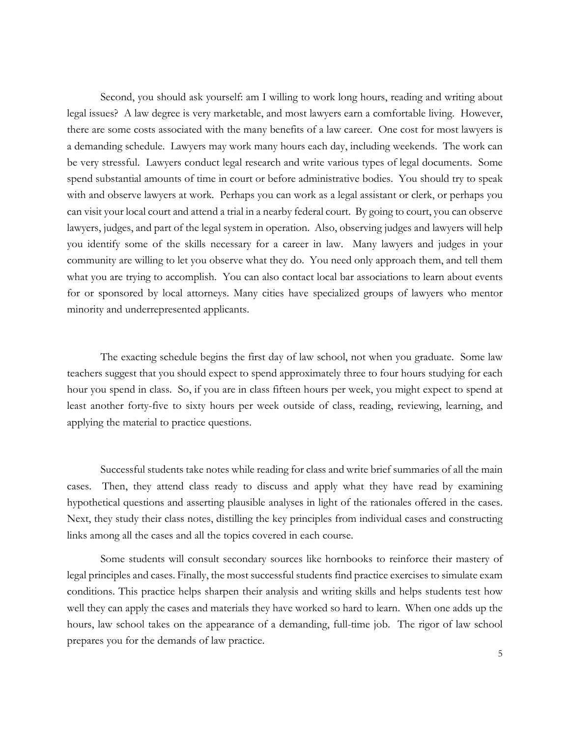Second, you should ask yourself: am I willing to work long hours, reading and writing about legal issues? A law degree is very marketable, and most lawyers earn a comfortable living. However, there are some costs associated with the many benefits of a law career. One cost for most lawyers is a demanding schedule. Lawyers may work many hours each day, including weekends. The work can be very stressful. Lawyers conduct legal research and write various types of legal documents. Some spend substantial amounts of time in court or before administrative bodies. You should try to speak with and observe lawyers at work. Perhaps you can work as a legal assistant or clerk, or perhaps you can visit your local court and attend a trial in a nearby federal court. By going to court, you can observe lawyers, judges, and part of the legal system in operation. Also, observing judges and lawyers will help you identify some of the skills necessary for a career in law. Many lawyers and judges in your community are willing to let you observe what they do. You need only approach them, and tell them what you are trying to accomplish. You can also contact local bar associations to learn about events for or sponsored by local attorneys. Many cities have specialized groups of lawyers who mentor minority and underrepresented applicants.

The exacting schedule begins the first day of law school, not when you graduate. Some law teachers suggest that you should expect to spend approximately three to four hours studying for each hour you spend in class. So, if you are in class fifteen hours per week, you might expect to spend at least another forty-five to sixty hours per week outside of class, reading, reviewing, learning, and applying the material to practice questions.

Successful students take notes while reading for class and write brief summaries of all the main cases. Then, they attend class ready to discuss and apply what they have read by examining hypothetical questions and asserting plausible analyses in light of the rationales offered in the cases. Next, they study their class notes, distilling the key principles from individual cases and constructing links among all the cases and all the topics covered in each course.

Some students will consult secondary sources like hornbooks to reinforce their mastery of legal principles and cases. Finally, the most successful students find practice exercises to simulate exam conditions. This practice helps sharpen their analysis and writing skills and helps students test how well they can apply the cases and materials they have worked so hard to learn. When one adds up the hours, law school takes on the appearance of a demanding, full-time job. The rigor of law school prepares you for the demands of law practice.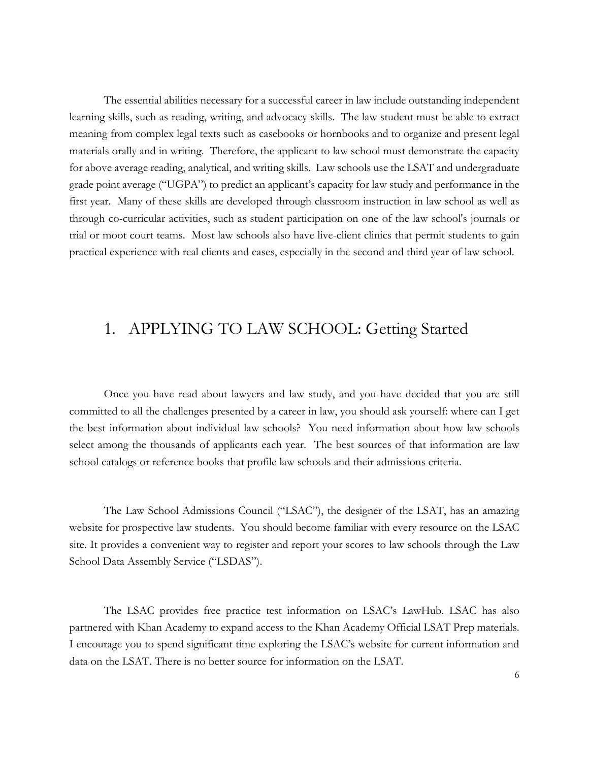The essential abilities necessary for a successful career in law include outstanding independent learning skills, such as reading, writing, and advocacy skills. The law student must be able to extract meaning from complex legal texts such as casebooks or hornbooks and to organize and present legal materials orally and in writing. Therefore, the applicant to law school must demonstrate the capacity for above average reading, analytical, and writing skills. Law schools use the LSAT and undergraduate grade point average ("UGPA") to predict an applicant's capacity for law study and performance in the first year. Many of these skills are developed through classroom instruction in law school as well as through co-curricular activities, such as student participation on one of the law school's journals or trial or moot court teams. Most law schools also have live-client clinics that permit students to gain practical experience with real clients and cases, especially in the second and third year of law school.

## 1. APPLYING TO LAW SCHOOL: Getting Started

Once you have read about lawyers and law study, and you have decided that you are still committed to all the challenges presented by a career in law, you should ask yourself: where can I get the best information about individual law schools? You need information about how law schools select among the thousands of applicants each year. The best sources of that information are law school catalogs or reference books that profile law schools and their admissions criteria.

The Law School Admissions Council ("LSAC"), the designer of the LSAT, has an amazing website for prospective law students. You should become familiar with every resource on the LSAC site. It provides a convenient way to register and report your scores to law schools through the Law School Data Assembly Service ("LSDAS").

The LSAC provides free practice test information on LSAC's LawHub. LSAC has also partnered with Khan Academy to expand access to the Khan Academy Official LSAT Prep materials. I encourage you to spend significant time exploring the LSAC's website for current information and data on the LSAT. There is no better source for information on the LSAT.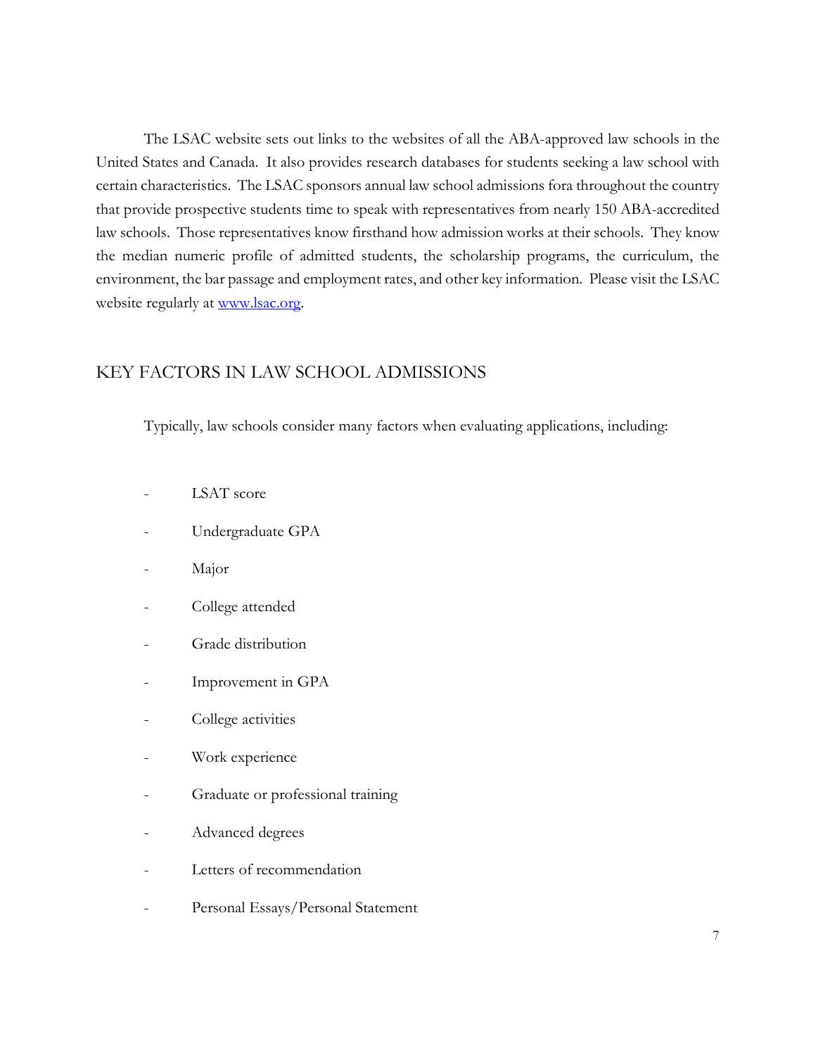The LSAC website sets out links to the websites of all the ABA-approved law schools in the United States and Canada. It also provides research databases for students seeking a law school with certain characteristics. The LSAC sponsors annual law school admissions fora throughout the country that provide prospective students time to speak with representatives from nearly 150 ABA-accredited law schools. Those representatives know firsthand how admission works at their schools. They know the median numeric profile of admitted students, the scholarship programs, the curriculum, the environment, the bar passage and employment rates, and other key information. Please visit the LSAC website regularly at [www.lsac.org](http://www.lsac.org).

## KEY FACTORS IN LAW SCHOOL ADMISSIONS

Typically, law schools consider many factors when evaluating applications, including:

- LSAT score
- Undergraduate GPA
- Major
- College attended
- Grade distribution
- Improvement in GPA
- College activities
- Work experience
- Graduate or professional training
- Advanced degrees
- Letters of recommendation
- Personal Essays/Personal Statement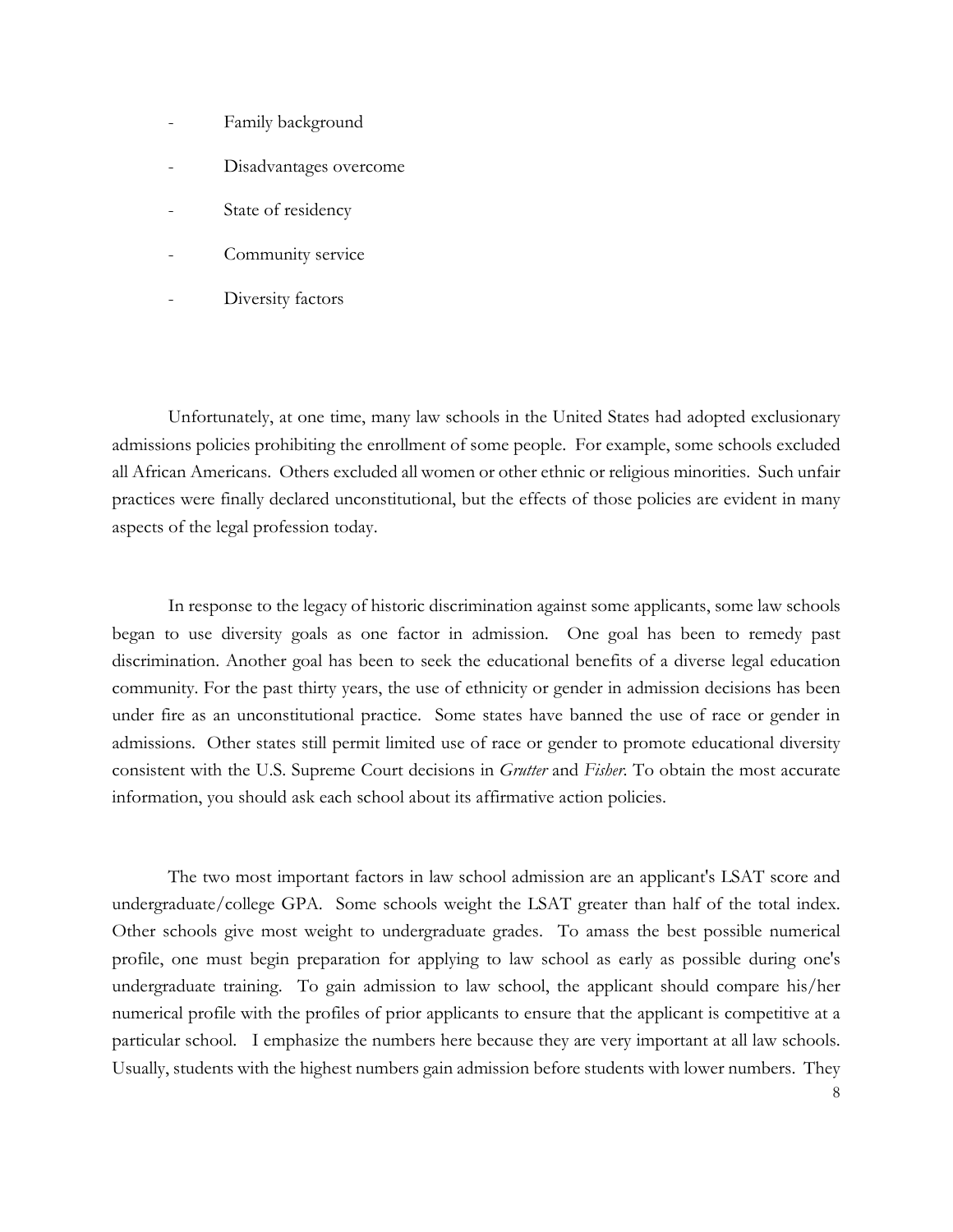- Family background
- Disadvantages overcome
- State of residency
- Community service
- Diversity factors

Unfortunately, at one time, many law schools in the United States had adopted exclusionary admissions policies prohibiting the enrollment of some people. For example, some schools excluded all African Americans. Others excluded all women or other ethnic or religious minorities. Such unfair practices were finally declared unconstitutional, but the effects of those policies are evident in many aspects of the legal profession today.

In response to the legacy of historic discrimination against some applicants, some law schools began to use diversity goals as one factor in admission. One goal has been to remedy past discrimination. Another goal has been to seek the educational benefits of a diverse legal education community. For the past thirty years, the use of ethnicity or gender in admission decisions has been under fire as an unconstitutional practice. Some states have banned the use of race or gender in admissions. Other states still permit limited use of race or gender to promote educational diversity consistent with the U.S. Supreme Court decisions in *Grutter* and *Fisher*. To obtain the most accurate information, you should ask each school about its affirmative action policies.

The two most important factors in law school admission are an applicant's LSAT score and undergraduate/college GPA. Some schools weight the LSAT greater than half of the total index. Other schools give most weight to undergraduate grades. To amass the best possible numerical profile, one must begin preparation for applying to law school as early as possible during one's undergraduate training. To gain admission to law school, the applicant should compare his/her numerical profile with the profiles of prior applicants to ensure that the applicant is competitive at a particular school. I emphasize the numbers here because they are very important at all law schools. Usually, students with the highest numbers gain admission before students with lower numbers. They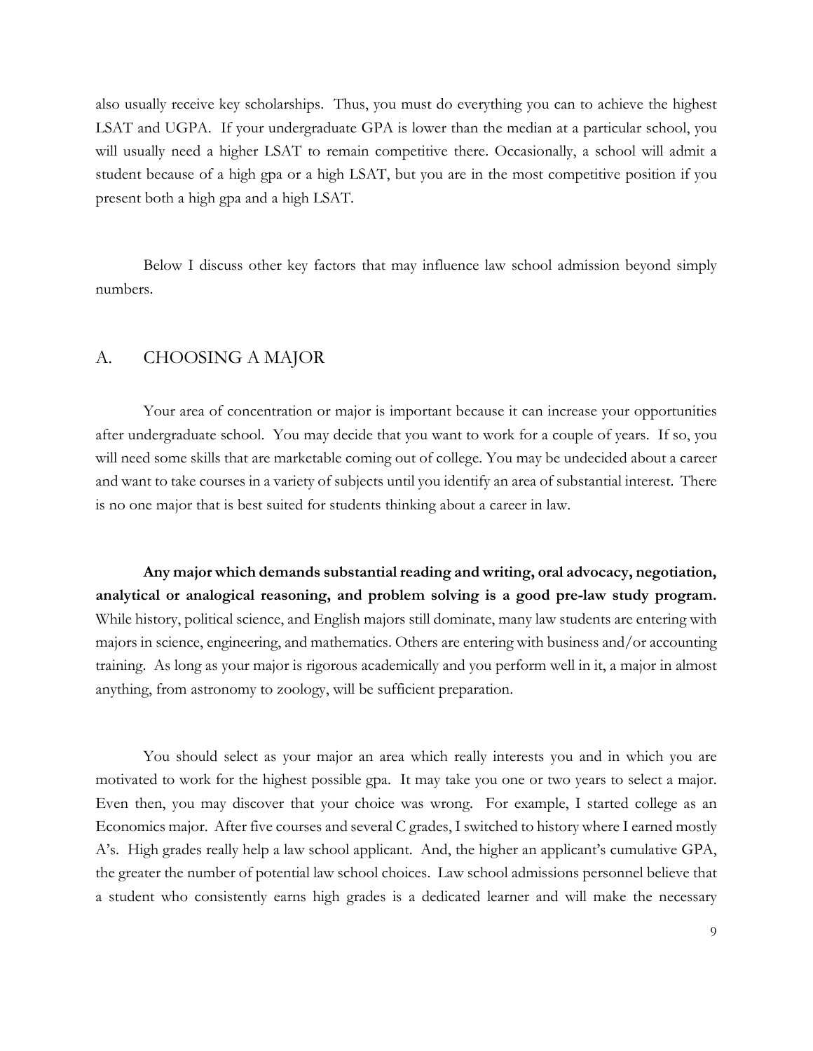also usually receive key scholarships. Thus, you must do everything you can to achieve the highest LSAT and UGPA. If your undergraduate GPA is lower than the median at a particular school, you will usually need a higher LSAT to remain competitive there. Occasionally, a school will admit a student because of a high gpa or a high LSAT, but you are in the most competitive position if you present both a high gpa and a high LSAT.

Below I discuss other key factors that may influence law school admission beyond simply numbers.

## A. CHOOSING A MAJOR

Your area of concentration or major is important because it can increase your opportunities after undergraduate school. You may decide that you want to work for a couple of years. If so, you will need some skills that are marketable coming out of college. You may be undecided about a career and want to take courses in a variety of subjects until you identify an area of substantial interest. There is no one major that is best suited for students thinking about a career in law.

**Any major which demands substantial reading and writing, oral advocacy, negotiation, analytical or analogical reasoning, and problem solving is a good pre-law study program.** While history, political science, and English majors still dominate, many law students are entering with majors in science, engineering, and mathematics. Others are entering with business and/or accounting training. As long as your major is rigorous academically and you perform well in it, a major in almost anything, from astronomy to zoology, will be sufficient preparation.

You should select as your major an area which really interests you and in which you are motivated to work for the highest possible gpa. It may take you one or two years to select a major. Even then, you may discover that your choice was wrong. For example, I started college as an Economics major. After five courses and several C grades, I switched to history where I earned mostly A's. High grades really help a law school applicant. And, the higher an applicant's cumulative GPA, the greater the number of potential law school choices. Law school admissions personnel believe that a student who consistently earns high grades is a dedicated learner and will make the necessary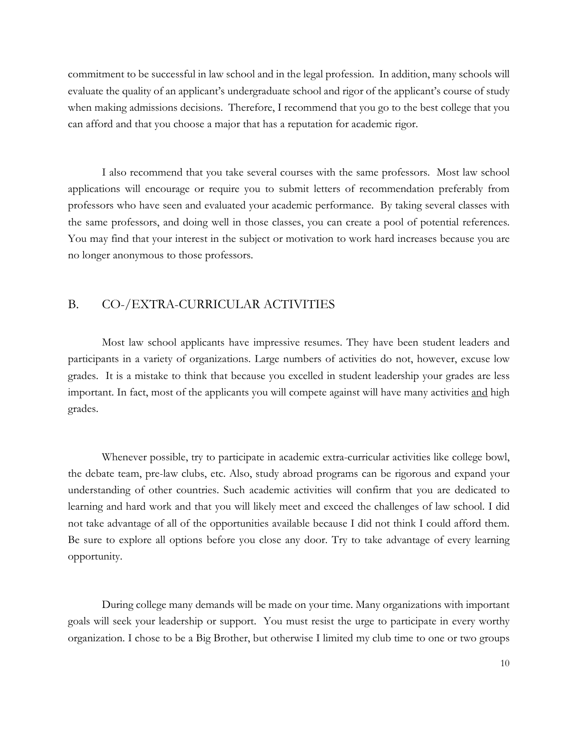commitment to be successful in law school and in the legal profession. In addition, many schools will evaluate the quality of an applicant's undergraduate school and rigor of the applicant's course of study when making admissions decisions. Therefore, I recommend that you go to the best college that you can afford and that you choose a major that has a reputation for academic rigor.

I also recommend that you take several courses with the same professors. Most law school applications will encourage or require you to submit letters of recommendation preferably from professors who have seen and evaluated your academic performance. By taking several classes with the same professors, and doing well in those classes, you can create a pool of potential references. You may find that your interest in the subject or motivation to work hard increases because you are no longer anonymous to those professors.

## B. CO-/EXTRA-CURRICULAR ACTIVITIES

Most law school applicants have impressive resumes. They have been student leaders and participants in a variety of organizations. Large numbers of activities do not, however, excuse low grades. It is a mistake to think that because you excelled in student leadership your grades are less important. In fact, most of the applicants you will compete against will have many activities <u>and</u> high grades.

Whenever possible, try to participate in academic extra-curricular activities like college bowl, the debate team, pre-law clubs, etc. Also, study abroad programs can be rigorous and expand your understanding of other countries. Such academic activities will confirm that you are dedicated to learning and hard work and that you will likely meet and exceed the challenges of law school. I did not take advantage of all of the opportunities available because I did not think I could afford them. Be sure to explore all options before you close any door. Try to take advantage of every learning opportunity.

During college many demands will be made on your time. Many organizations with important goals will seek your leadership or support. You must resist the urge to participate in every worthy organization. I chose to be a Big Brother, but otherwise I limited my club time to one or two groups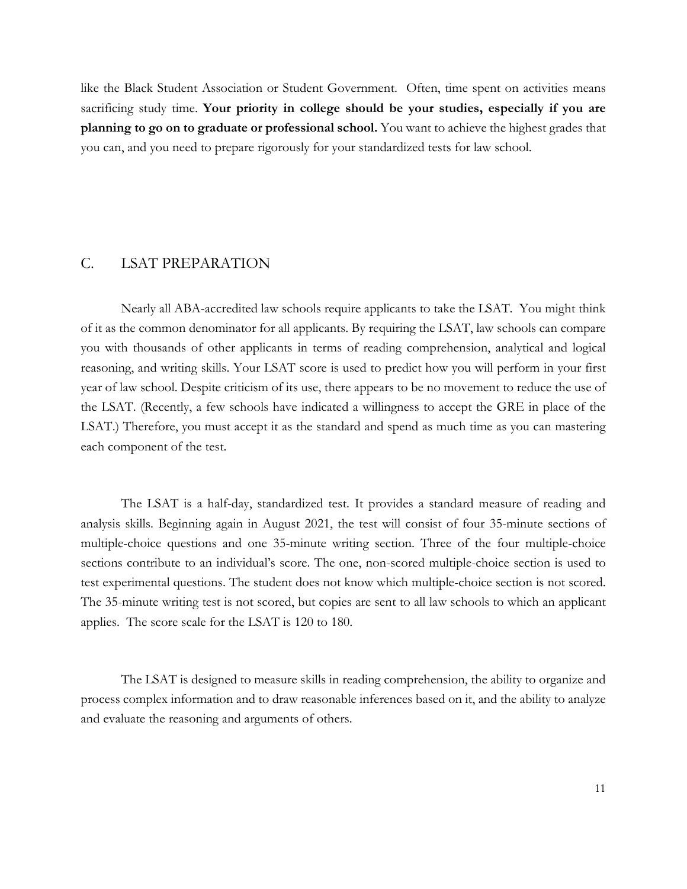like the Black Student Association or Student Government. Often, time spent on activities means sacrificing study time. **Your priority in college should be your studies, especially if you are planning to go on to graduate or professional school.** You want to achieve the highest grades that you can, and you need to prepare rigorously for your standardized tests for law school.

## C. LSAT PREPARATION

Nearly all ABA-accredited law schools require applicants to take the LSAT. You might think of it as the common denominator for all applicants. By requiring the LSAT, law schools can compare you with thousands of other applicants in terms of reading comprehension, analytical and logical reasoning, and writing skills. Your LSAT score is used to predict how you will perform in your first year of law school. Despite criticism of its use, there appears to be no movement to reduce the use of the LSAT. (Recently, a few schools have indicated a willingness to accept the GRE in place of the LSAT.) Therefore, you must accept it as the standard and spend as much time as you can mastering each component of the test.

The LSAT is a half-day, standardized test. It provides a standard measure of reading and analysis skills. Beginning again in August 2021, the test will consist of four 35-minute sections of multiple-choice questions and one 35-minute writing section. Three of the four multiple-choice sections contribute to an individual's score. The one, non-scored multiple-choice section is used to test experimental questions. The student does not know which multiple-choice section is not scored. The 35-minute writing test is not scored, but copies are sent to all law schools to which an applicant applies. The score scale for the LSAT is 120 to 180.

The LSAT is designed to measure skills in reading comprehension, the ability to organize and process complex information and to draw reasonable inferences based on it, and the ability to analyze and evaluate the reasoning and arguments of others.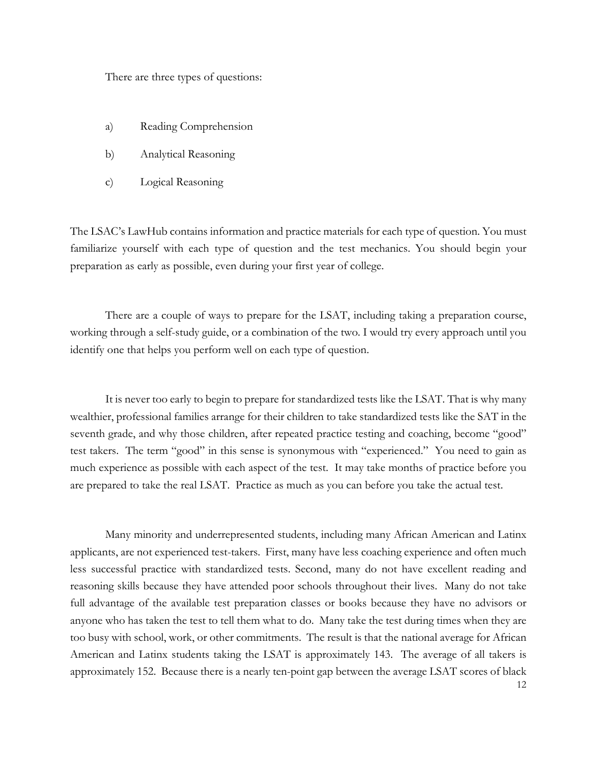There are three types of questions:

a) Reading Comprehension

b) Analytical Reasoning

c) Logical Reasoning

The LSAC's LawHub contains information and practice materials for each type of question. You must familiarize yourself with each type of question and the test mechanics. You should begin your preparation as early as possible, even during your first year of college.

There are a couple of ways to prepare for the LSAT, including taking a preparation course, working through a self-study guide, or a combination of the two. I would try every approach until you identify one that helps you perform well on each type of question.

It is never too early to begin to prepare for standardized tests like the LSAT. That is why many wealthier, professional families arrange for their children to take standardized tests like the SAT in the seventh grade, and why those children, after repeated practice testing and coaching, become "good" test takers. The term "good" in this sense is synonymous with "experienced." You need to gain as much experience as possible with each aspect of the test. It may take months of practice before you are prepared to take the real LSAT. Practice as much as you can before you take the actual test.

Many minority and underrepresented students, including many African American and Latinx applicants, are not experienced test-takers. First, many have less coaching experience and often much less successful practice with standardized tests. Second, many do not have excellent reading and reasoning skills because they have attended poor schools throughout their lives. Many do not take full advantage of the available test preparation classes or books because they have no advisors or anyone who has taken the test to tell them what to do. Many take the test during times when they are too busy with school, work, or other commitments. The result is that the national average for African American and Latinx students taking the LSAT is approximately 143. The average of all takers is approximately 152. Because there is a nearly ten-point gap between the average LSAT scores of black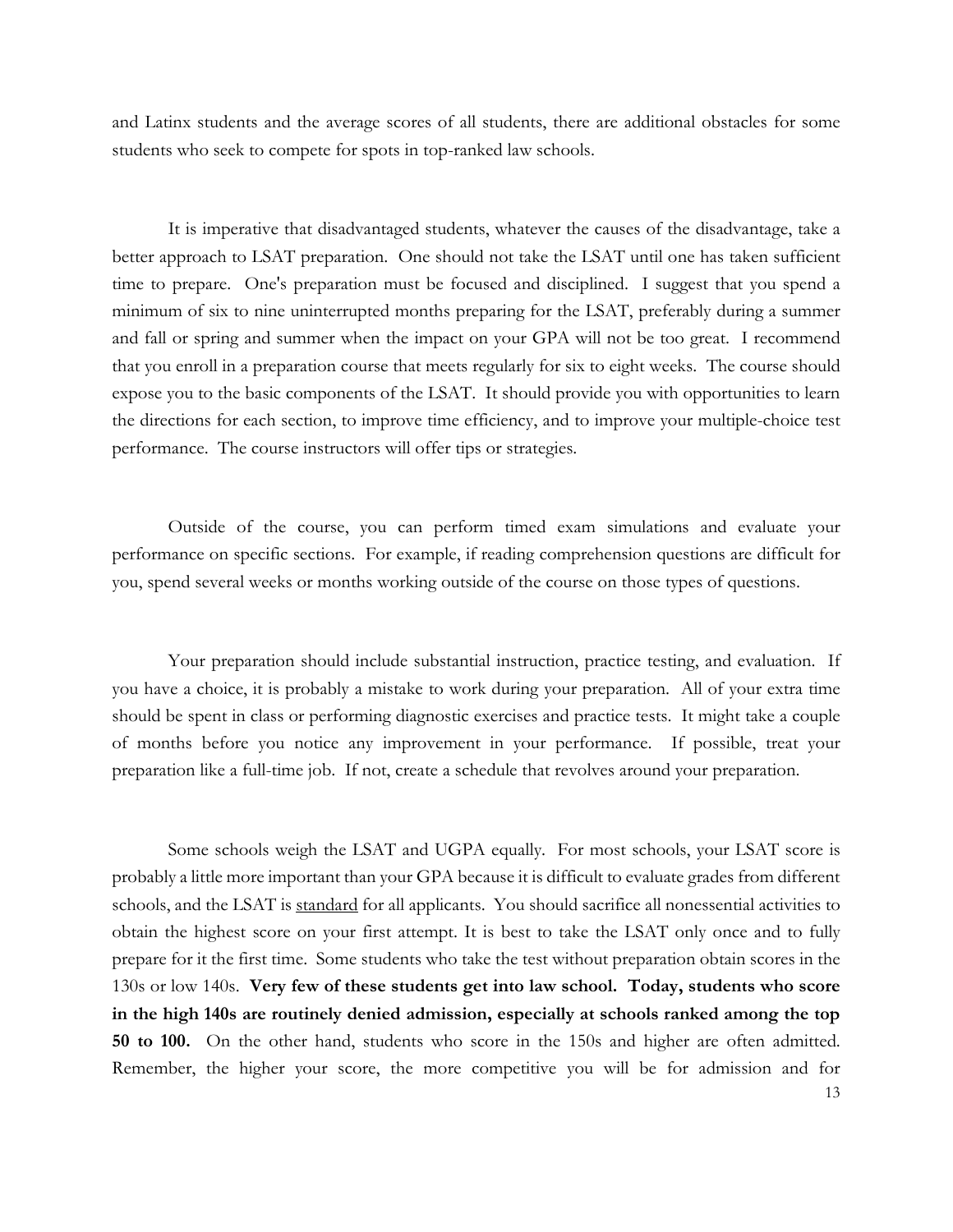and Latinx students and the average scores of all students, there are additional obstacles for some students who seek to compete for spots in top-ranked law schools.

It is imperative that disadvantaged students, whatever the causes of the disadvantage, take a better approach to LSAT preparation. One should not take the LSAT until one has taken sufficient time to prepare. One's preparation must be focused and disciplined. I suggest that you spend a minimum of six to nine uninterrupted months preparing for the LSAT, preferably during a summer and fall or spring and summer when the impact on your GPA will not be too great. I recommend that you enroll in a preparation course that meets regularly for six to eight weeks. The course should expose you to the basic components of the LSAT. It should provide you with opportunities to learn the directions for each section, to improve time efficiency, and to improve your multiple-choice test performance. The course instructors will offer tips or strategies.

Outside of the course, you can perform timed exam simulations and evaluate your performance on specific sections. For example, if reading comprehension questions are difficult for you, spend several weeks or months working outside of the course on those types of questions.

Your preparation should include substantial instruction, practice testing, and evaluation. If you have a choice, it is probably a mistake to work during your preparation. All of your extra time should be spent in class or performing diagnostic exercises and practice tests. It might take a couple of months before you notice any improvement in your performance. If possible, treat your preparation like a full-time job. If not, create a schedule that revolves around your preparation.

Some schools weigh the LSAT and UGPA equally. For most schools, your LSAT score is probably a little more important than your GPA because it is difficult to evaluate grades from different schools, and the LSAT is <u>standard</u> for all applicants. You should sacrifice all nonessential activities to obtain the highest score on your first attempt. It is best to take the LSAT only once and to fully prepare for it the first time. Some students who take the test without preparation obtain scores in the 130s or low 140s. **Very few of these students get into law school. Today, students who score in the high 140s are routinely denied admission, especially at schools ranked among the top 50 to 100.** On the other hand, students who score in the 150s and higher are often admitted. Remember, the higher your score, the more competitive you will be for admission and for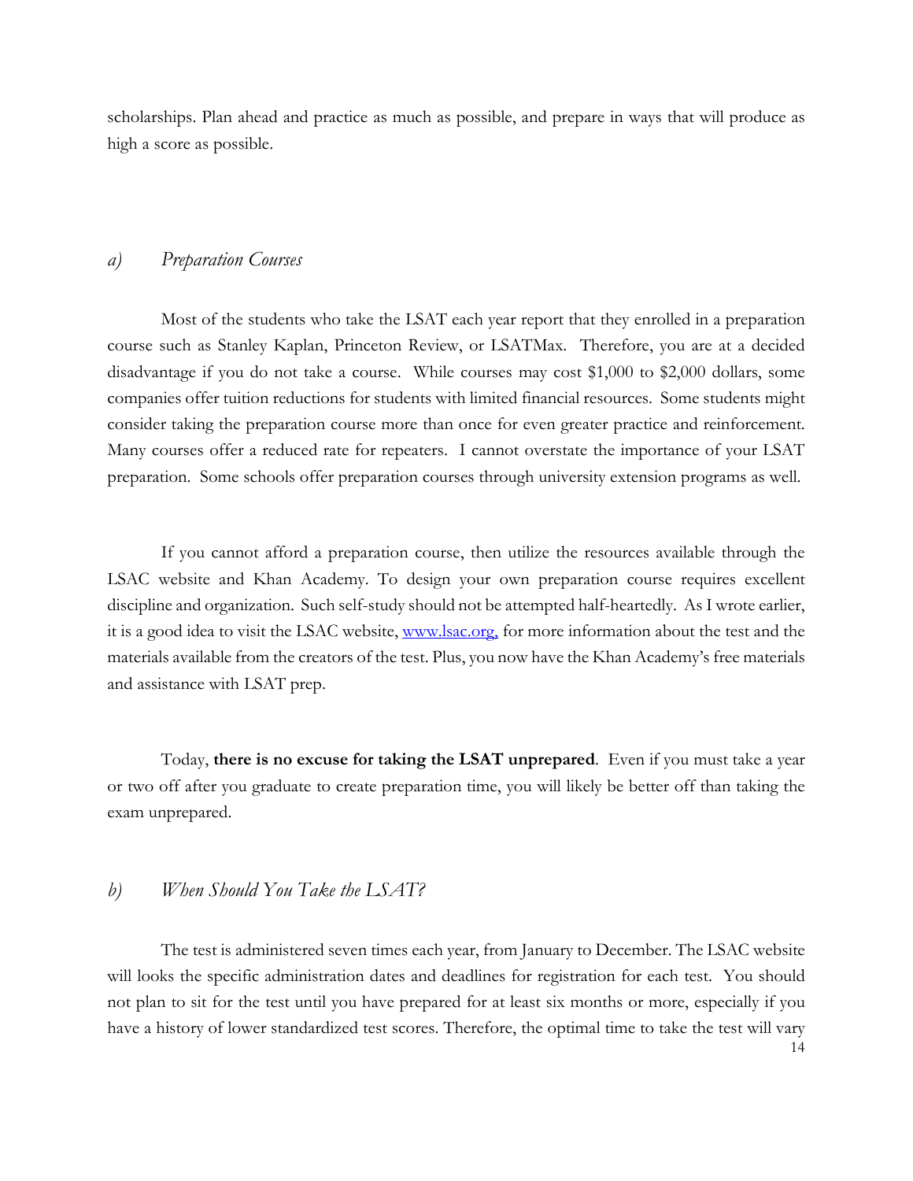scholarships. Plan ahead and practice as much as possible, and prepare in ways that will produce as high a score as possible.

### *a) Preparation Courses*

Most of the students who take the LSAT each year report that they enrolled in a preparation course such as Stanley Kaplan, Princeton Review, or LSATMax. Therefore, you are at a decided disadvantage if you do not take a course. While courses may cost $1,000 to $2,000 dollars, some companies offer tuition reductions for students with limited financial resources. Some students might consider taking the preparation course more than once for even greater practice and reinforcement. Many courses offer a reduced rate for repeaters. I cannot overstate the importance of your LSAT preparation. Some schools offer preparation courses through university extension programs as well.

If you cannot afford a preparation course, then utilize the resources available through the LSAC website and Khan Academy. To design your own preparation course requires excellent discipline and organization. Such self-study should not be attempted half-heartedly. As I wrote earlier, it is a good idea to visit the LSAC website, [www.lsac.org,](http://www.lsac.org) for more information about the test and the materials available from the creators of the test. Plus, you now have the Khan Academy's free materials and assistance with LSAT prep.

Today, **there is no excuse for taking the LSAT unprepared**. Even if you must take a year or two off after you graduate to create preparation time, you will likely be better off than taking the exam unprepared.

### *b) When Should You Take the LSAT?*

The test is administered seven times each year, from January to December. The LSAC website will looks the specific administration dates and deadlines for registration for each test. You should not plan to sit for the test until you have prepared for at least six months or more, especially if you have a history of lower standardized test scores. Therefore, the optimal time to take the test will vary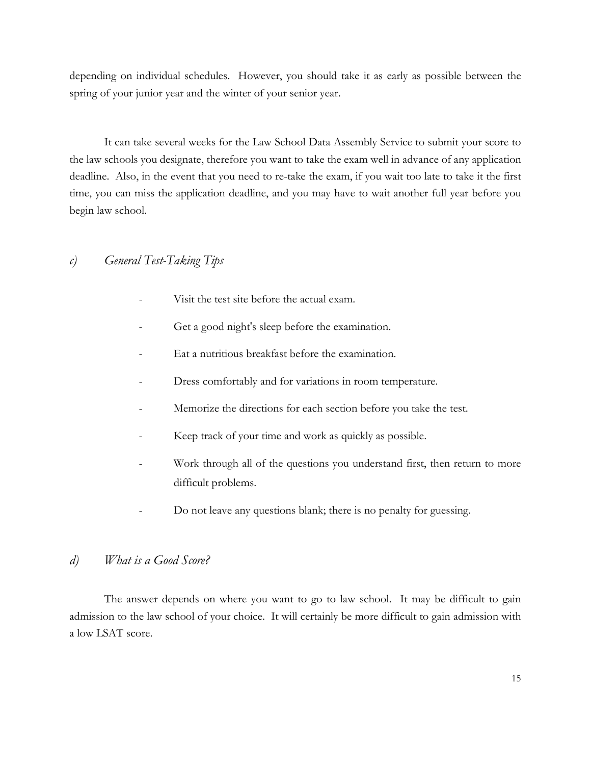depending on individual schedules. However, you should take it as early as possible between the spring of your junior year and the winter of your senior year.

It can take several weeks for the Law School Data Assembly Service to submit your score to the law schools you designate, therefore you want to take the exam well in advance of any application deadline. Also, in the event that you need to re-take the exam, if you wait too late to take it the first time, you can miss the application deadline, and you may have to wait another full year before you begin law school.

### *c) General Test-Taking Tips*

- Visit the test site before the actual exam.
- Get a good night's sleep before the examination.
- Eat a nutritious breakfast before the examination.
- Dress comfortably and for variations in room temperature.
- Memorize the directions for each section before you take the test.
- Keep track of your time and work as quickly as possible.
- Work through all of the questions you understand first, then return to more difficult problems.
- Do not leave any questions blank; there is no penalty for guessing.

### *d) What is a Good Score?*

The answer depends on where you want to go to law school. It may be difficult to gain admission to the law school of your choice. It will certainly be more difficult to gain admission with a low LSAT score.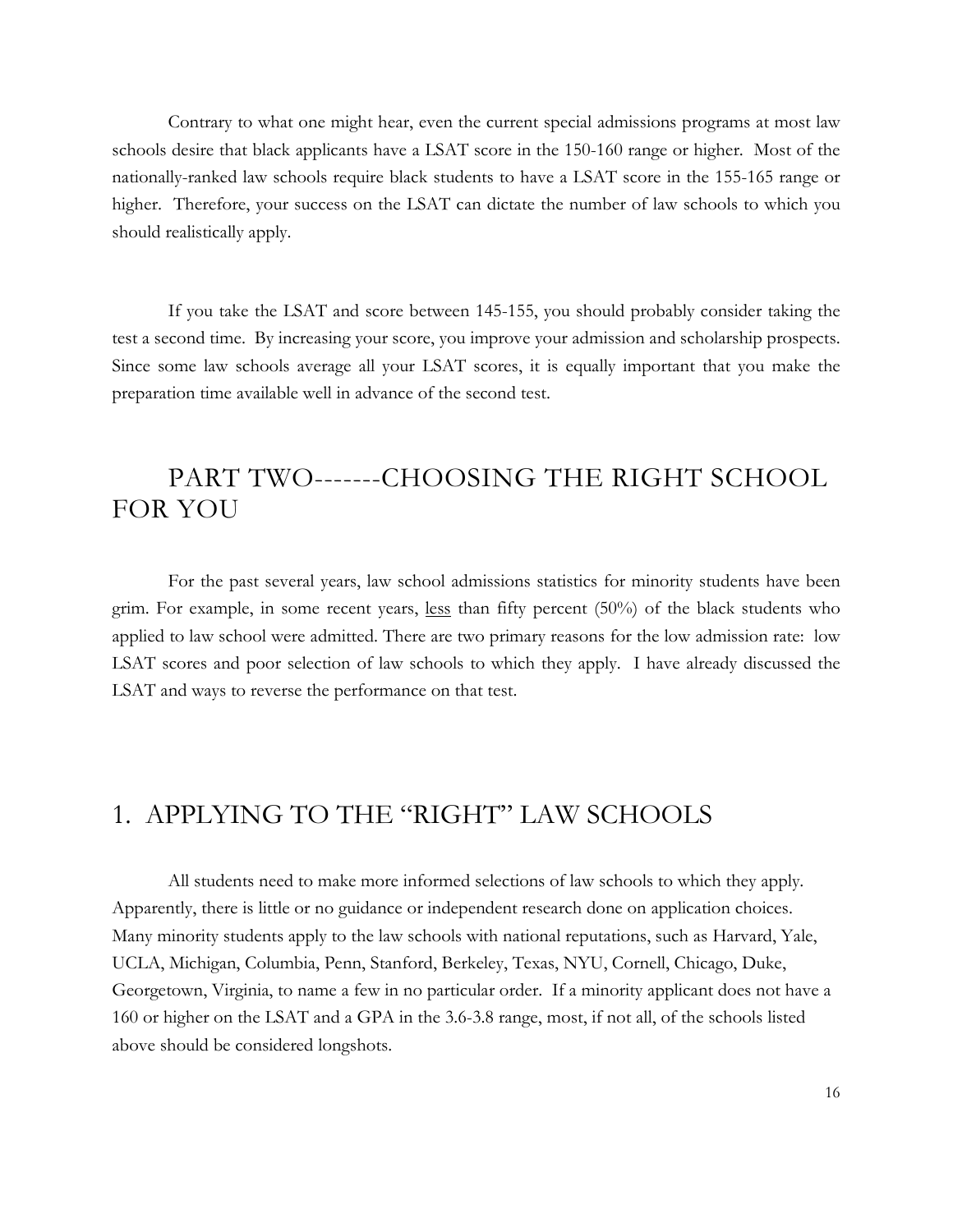Contrary to what one might hear, even the current special admissions programs at most law schools desire that black applicants have a LSAT score in the 150-160 range or higher. Most of the nationally-ranked law schools require black students to have a LSAT score in the 155-165 range or higher. Therefore, your success on the LSAT can dictate the number of law schools to which you should realistically apply.

If you take the LSAT and score between 145-155, you should probably consider taking the test a second time. By increasing your score, you improve your admission and scholarship prospects. Since some law schools average all your LSAT scores, it is equally important that you make the preparation time available well in advance of the second test.

# PART TWO-------CHOOSING THE RIGHT SCHOOL FOR YOU

For the past several years, law school admissions statistics for minority students have been grim. For example, in some recent years, <u>less</u> than fifty percent (50%) of the black students who applied to law school were admitted. There are two primary reasons for the low admission rate: low LSAT scores and poor selection of law schools to which they apply. I have already discussed the LSAT and ways to reverse the performance on that test.

## 1. APPLYING TO THE "RIGHT" LAW SCHOOLS

All students need to make more informed selections of law schools to which they apply. Apparently, there is little or no guidance or independent research done on application choices. Many minority students apply to the law schools with national reputations, such as Harvard, Yale, UCLA, Michigan, Columbia, Penn, Stanford, Berkeley, Texas, NYU, Cornell, Chicago, Duke, Georgetown, Virginia, to name a few in no particular order. If a minority applicant does not have a 160 or higher on the LSAT and a GPA in the 3.6-3.8 range, most, if not all, of the schools listed above should be considered longshots.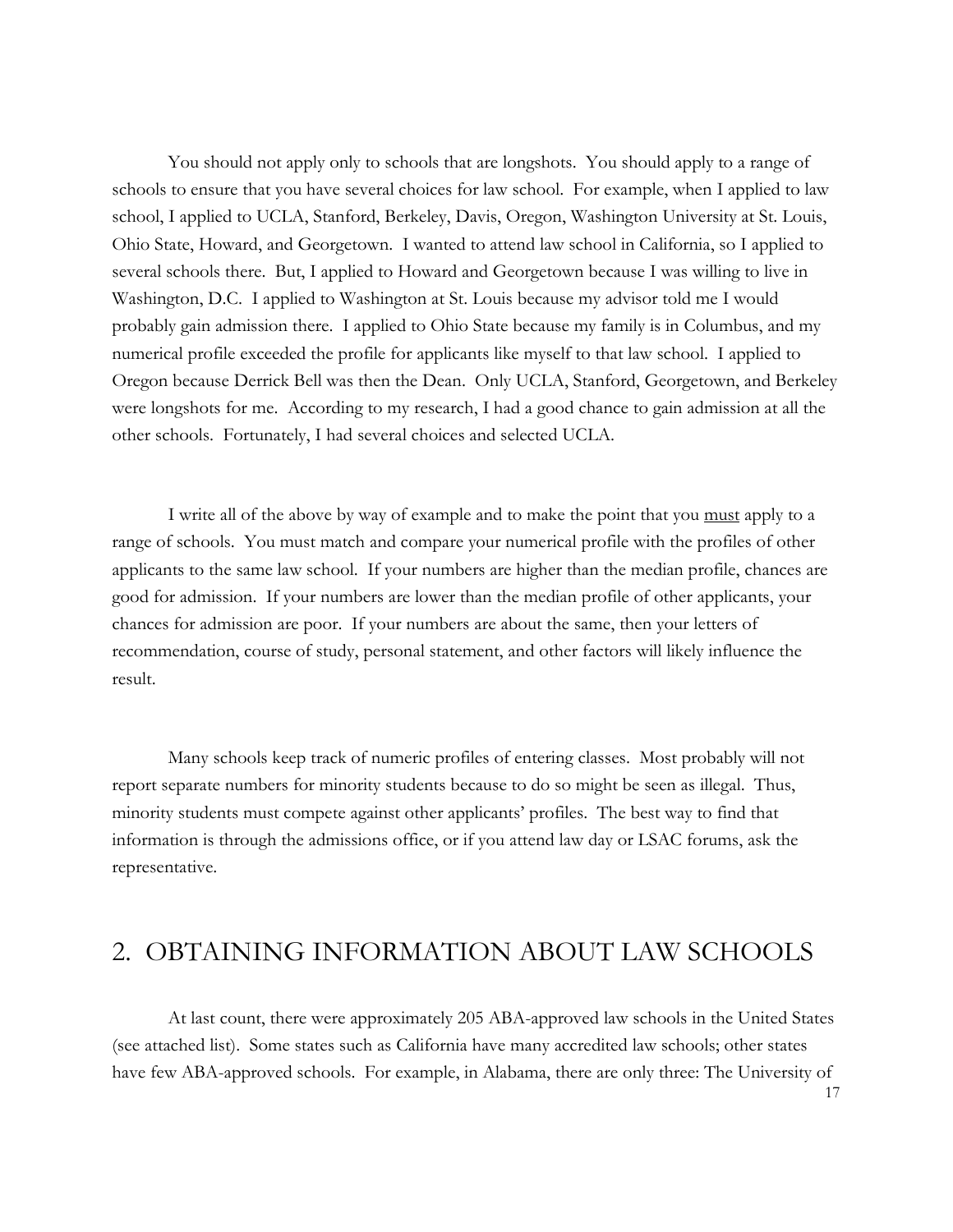You should not apply only to schools that are longshots. You should apply to a range of schools to ensure that you have several choices for law school. For example, when I applied to law school, I applied to UCLA, Stanford, Berkeley, Davis, Oregon, Washington University at St. Louis, Ohio State, Howard, and Georgetown. I wanted to attend law school in California, so I applied to several schools there. But, I applied to Howard and Georgetown because I was willing to live in Washington, D.C. I applied to Washington at St. Louis because my advisor told me I would probably gain admission there. I applied to Ohio State because my family is in Columbus, and my numerical profile exceeded the profile for applicants like myself to that law school. I applied to Oregon because Derrick Bell was then the Dean. Only UCLA, Stanford, Georgetown, and Berkeley were longshots for me. According to my research, I had a good chance to gain admission at all the other schools. Fortunately, I had several choices and selected UCLA.

I write all of the above by way of example and to make the point that you <u>must</u> apply to a range of schools. You must match and compare your numerical profile with the profiles of other applicants to the same law school. If your numbers are higher than the median profile, chances are good for admission. If your numbers are lower than the median profile of other applicants, your chances for admission are poor. If your numbers are about the same, then your letters of recommendation, course of study, personal statement, and other factors will likely influence the result.

Many schools keep track of numeric profiles of entering classes. Most probably will not report separate numbers for minority students because to do so might be seen as illegal. Thus, minority students must compete against other applicants' profiles. The best way to find that information is through the admissions office, or if you attend law day or LSAC forums, ask the representative.

## 2. OBTAINING INFORMATION ABOUT LAW SCHOOLS

At last count, there were approximately 205 ABA-approved law schools in the United States (see attached list). Some states such as California have many accredited law schools; other states have few ABA-approved schools. For example, in Alabama, there are only three: The University of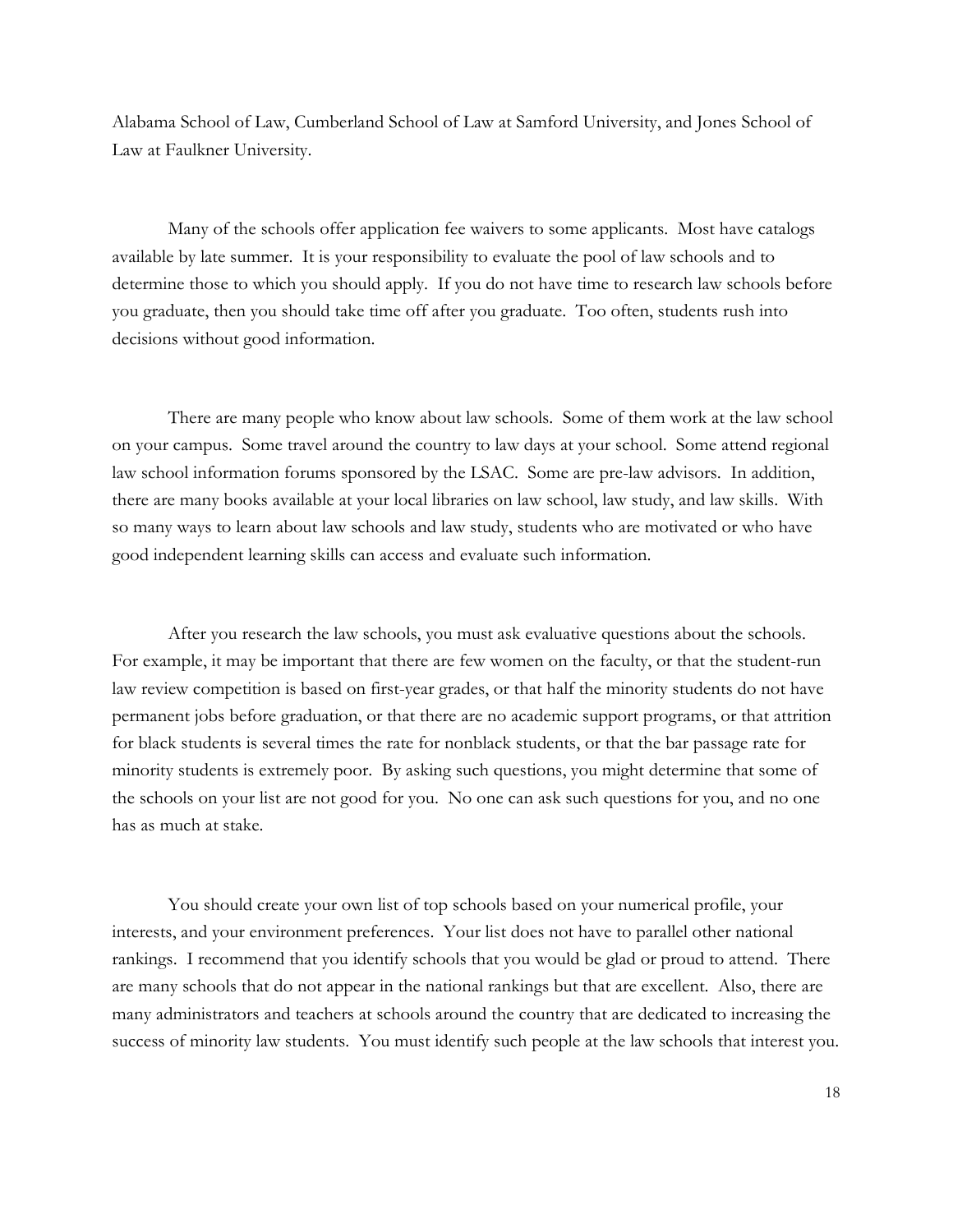Alabama School of Law, Cumberland School of Law at Samford University, and Jones School of Law at Faulkner University.

Many of the schools offer application fee waivers to some applicants. Most have catalogs available by late summer. It is your responsibility to evaluate the pool of law schools and to determine those to which you should apply. If you do not have time to research law schools before you graduate, then you should take time off after you graduate. Too often, students rush into decisions without good information.

There are many people who know about law schools. Some of them work at the law school on your campus. Some travel around the country to law days at your school. Some attend regional law school information forums sponsored by the LSAC. Some are pre-law advisors. In addition, there are many books available at your local libraries on law school, law study, and law skills. With so many ways to learn about law schools and law study, students who are motivated or who have good independent learning skills can access and evaluate such information.

After you research the law schools, you must ask evaluative questions about the schools. For example, it may be important that there are few women on the faculty, or that the student-run law review competition is based on first-year grades, or that half the minority students do not have permanent jobs before graduation, or that there are no academic support programs, or that attrition for black students is several times the rate for nonblack students, or that the bar passage rate for minority students is extremely poor. By asking such questions, you might determine that some of the schools on your list are not good for you. No one can ask such questions for you, and no one has as much at stake.

You should create your own list of top schools based on your numerical profile, your interests, and your environment preferences. Your list does not have to parallel other national rankings. I recommend that you identify schools that you would be glad or proud to attend. There are many schools that do not appear in the national rankings but that are excellent. Also, there are many administrators and teachers at schools around the country that are dedicated to increasing the success of minority law students. You must identify such people at the law schools that interest you.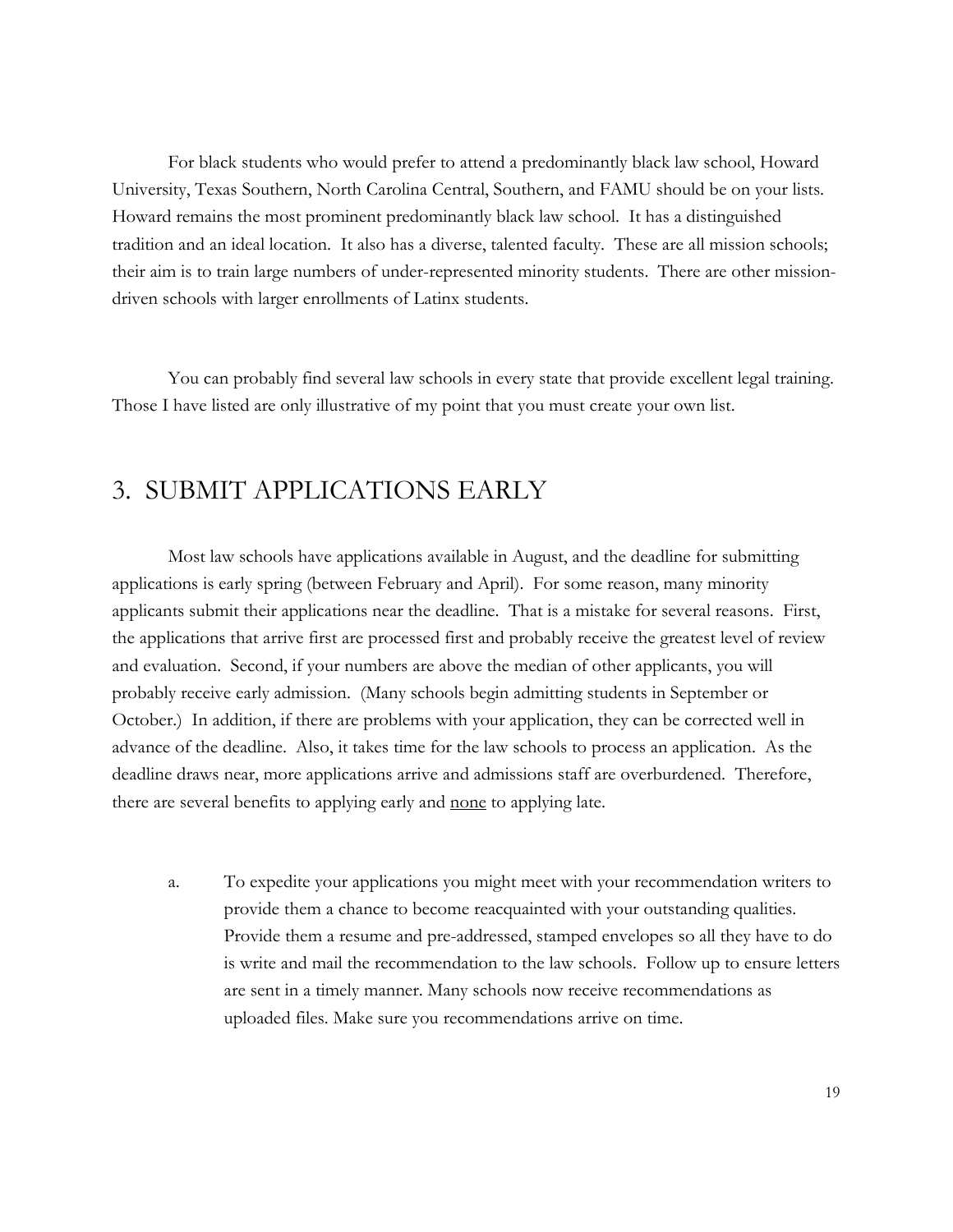For black students who would prefer to attend a predominantly black law school, Howard University, Texas Southern, North Carolina Central, Southern, and FAMU should be on your lists. Howard remains the most prominent predominantly black law school. It has a distinguished tradition and an ideal location. It also has a diverse, talented faculty. These are all mission schools; their aim is to train large numbers of under-represented minority students. There are other mission-driven schools with larger enrollments of Latinx students.

You can probably find several law schools in every state that provide excellent legal training. Those I have listed are only illustrative of my point that you must create your own list.

## 3. SUBMIT APPLICATIONS EARLY

Most law schools have applications available in August, and the deadline for submitting applications is early spring (between February and April). For some reason, many minority applicants submit their applications near the deadline. That is a mistake for several reasons. First, the applications that arrive first are processed first and probably receive the greatest level of review and evaluation. Second, if your numbers are above the median of other applicants, you will probably receive early admission. (Many schools begin admitting students in September or October.) In addition, if there are problems with your application, they can be corrected well in advance of the deadline. Also, it takes time for the law schools to process an application. As the deadline draws near, more applications arrive and admissions staff are overburdened. Therefore, there are several benefits to applying early and <u>none</u> to applying late.

a. To expedite your applications you might meet with your recommendation writers to provide them a chance to become reacquainted with your outstanding qualities. Provide them a resume and pre-addressed, stamped envelopes so all they have to do is write and mail the recommendation to the law schools. Follow up to ensure letters are sent in a timely manner. Many schools now receive recommendations as uploaded files. Make sure you recommendations arrive on time.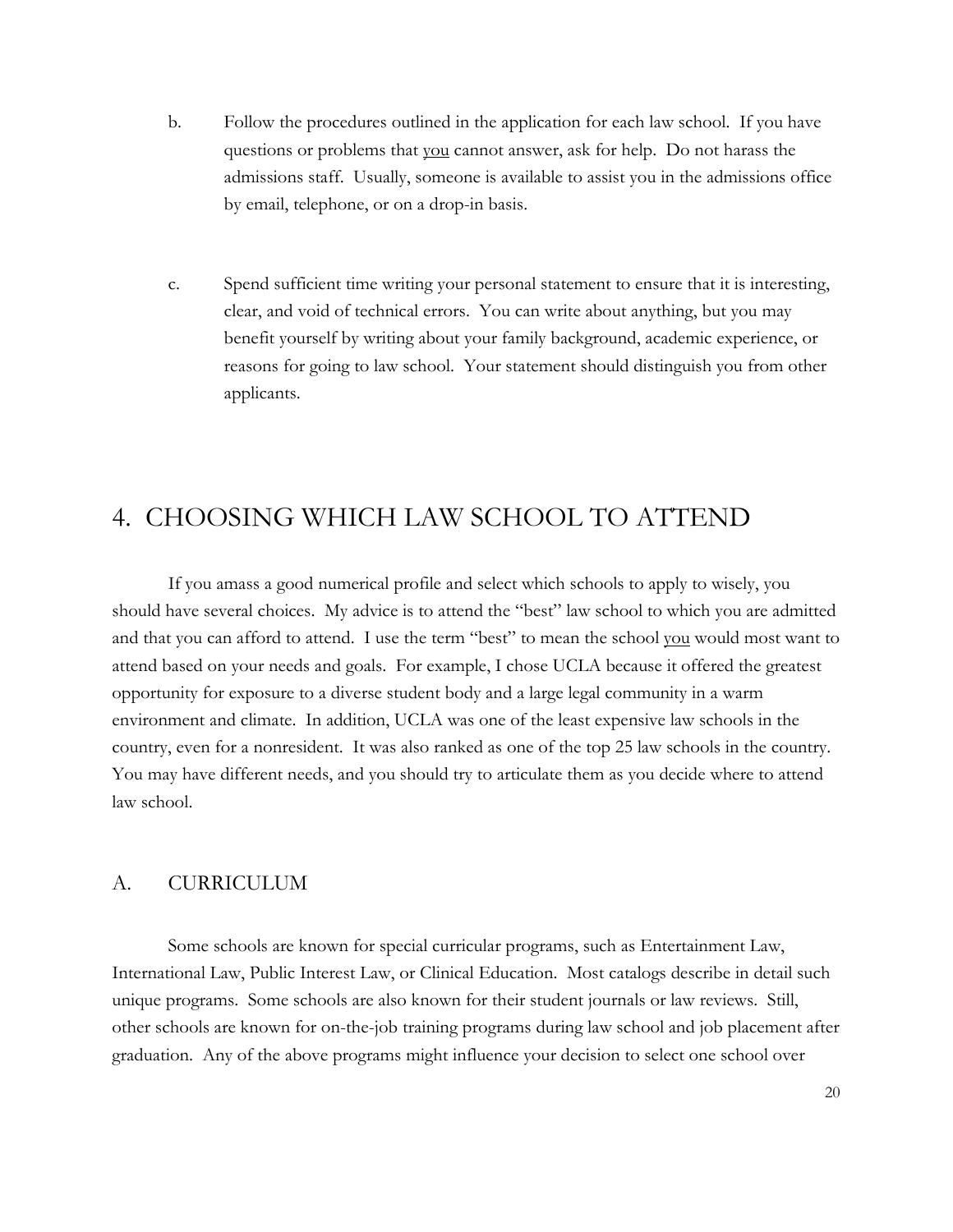b. Follow the procedures outlined in the application for each law school. If you have questions or problems that <u>you</u> cannot answer, ask for help. Do not harass the admissions staff. Usually, someone is available to assist you in the admissions office by email, telephone, or on a drop-in basis.

c. Spend sufficient time writing your personal statement to ensure that it is interesting, clear, and void of technical errors. You can write about anything, but you may benefit yourself by writing about your family background, academic experience, or reasons for going to law school. Your statement should distinguish you from other applicants.

# 4. CHOOSING WHICH LAW SCHOOL TO ATTEND

If you amass a good numerical profile and select which schools to apply to wisely, you should have several choices. My advice is to attend the "best" law school to which you are admitted and that you can afford to attend. I use the term "best" to mean the school <u>you</u> would most want to attend based on your needs and goals. For example, I chose UCLA because it offered the greatest opportunity for exposure to a diverse student body and a large legal community in a warm environment and climate. In addition, UCLA was one of the least expensive law schools in the country, even for a nonresident. It was also ranked as one of the top 25 law schools in the country. You may have different needs, and you should try to articulate them as you decide where to attend law school.

## A. CURRICULUM

Some schools are known for special curricular programs, such as Entertainment Law, International Law, Public Interest Law, or Clinical Education. Most catalogs describe in detail such unique programs. Some schools are also known for their student journals or law reviews. Still, other schools are known for on-the-job training programs during law school and job placement after graduation. Any of the above programs might influence your decision to select one school over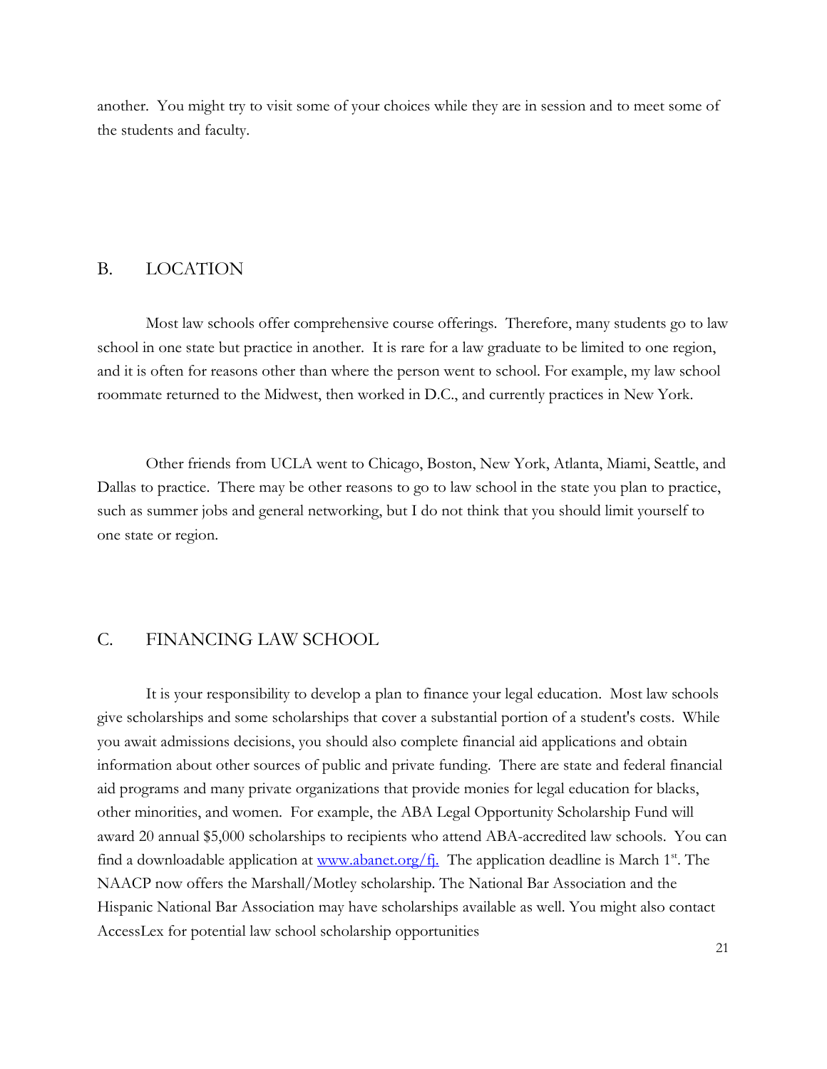another. You might try to visit some of your choices while they are in session and to meet some of the students and faculty.

## B. LOCATION

Most law schools offer comprehensive course offerings. Therefore, many students go to law school in one state but practice in another. It is rare for a law graduate to be limited to one region, and it is often for reasons other than where the person went to school. For example, my law school roommate returned to the Midwest, then worked in D.C., and currently practices in New York.

Other friends from UCLA went to Chicago, Boston, New York, Atlanta, Miami, Seattle, and Dallas to practice. There may be other reasons to go to law school in the state you plan to practice, such as summer jobs and general networking, but I do not think that you should limit yourself to one state or region.

## C. FINANCING LAW SCHOOL

It is your responsibility to develop a plan to finance your legal education. Most law schools give scholarships and some scholarships that cover a substantial portion of a student's costs. While you await admissions decisions, you should also complete financial aid applications and obtain information about other sources of public and private funding. There are state and federal financial aid programs and many private organizations that provide monies for legal education for blacks, other minorities, and women. For example, the ABA Legal Opportunity Scholarship Fund will award 20 annual $5,000 scholarships to recipients who attend ABA-accredited law schools. You can find a downloadable application at [www.abanet.org/fj.](www.abanet.org/fj) The application deadline is March 1st. The NAACP now offers the Marshall/Motley scholarship. The National Bar Association and the Hispanic National Bar Association may have scholarships available as well. You might also contact AccessLex for potential law school scholarship opportunities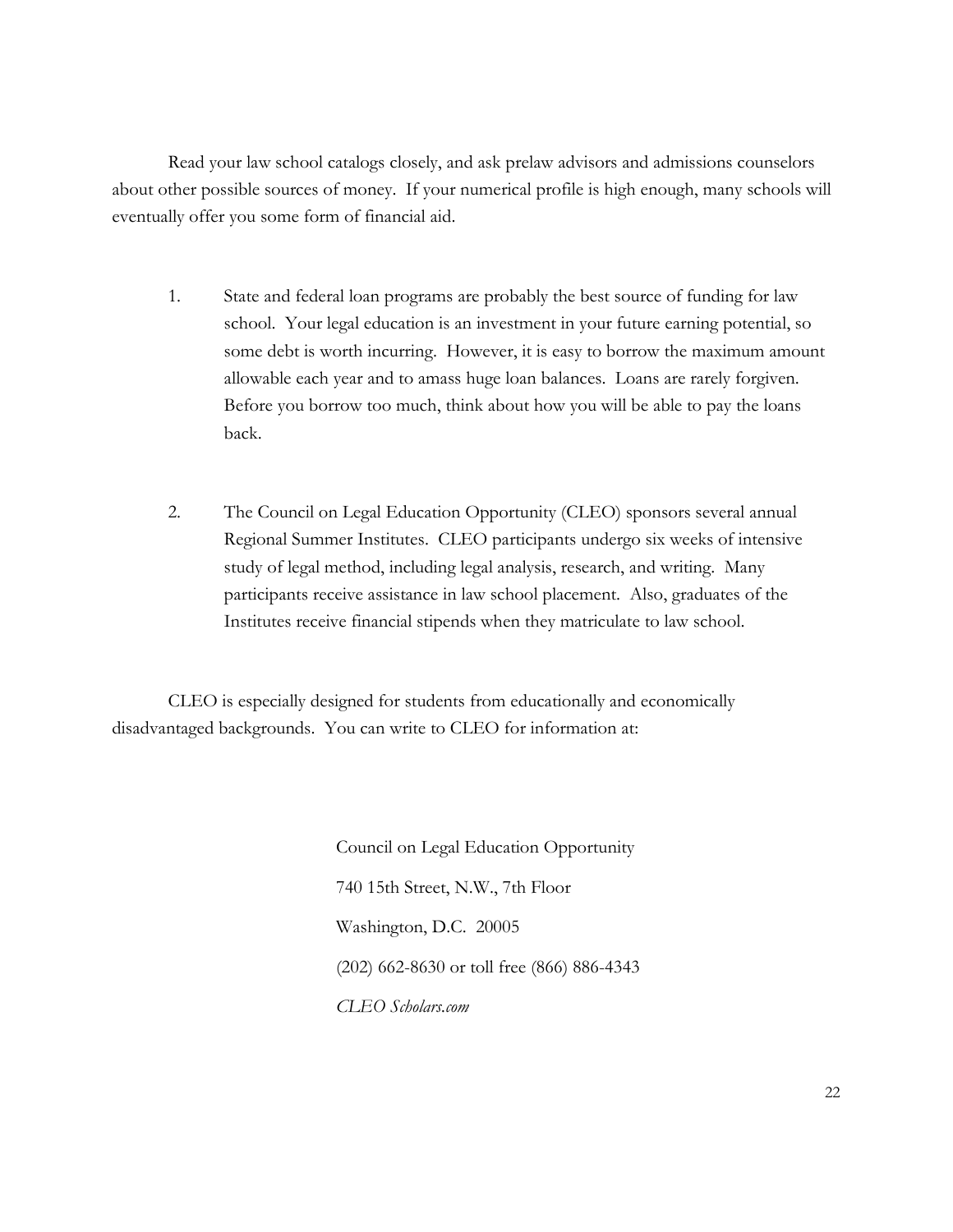Read your law school catalogs closely, and ask prelaw advisors and admissions counselors about other possible sources of money. If your numerical profile is high enough, many schools will eventually offer you some form of financial aid.

1. State and federal loan programs are probably the best source of funding for law school. Your legal education is an investment in your future earning potential, so some debt is worth incurring. However, it is easy to borrow the maximum amount allowable each year and to amass huge loan balances. Loans are rarely forgiven. Before you borrow too much, think about how you will be able to pay the loans back.

2. The Council on Legal Education Opportunity (CLEO) sponsors several annual Regional Summer Institutes. CLEO participants undergo six weeks of intensive study of legal method, including legal analysis, research, and writing. Many participants receive assistance in law school placement. Also, graduates of the Institutes receive financial stipends when they matriculate to law school.

CLEO is especially designed for students from educationally and economically disadvantaged backgrounds. You can write to CLEO for information at:

> Council on Legal Education Opportunity
>
> 740 15th Street, N.W., 7th Floor
>
> Washington, D.C. 20005
>
> (202) 662-8630 or toll free (866) 886-4343
>
> *CLEO Scholars.com*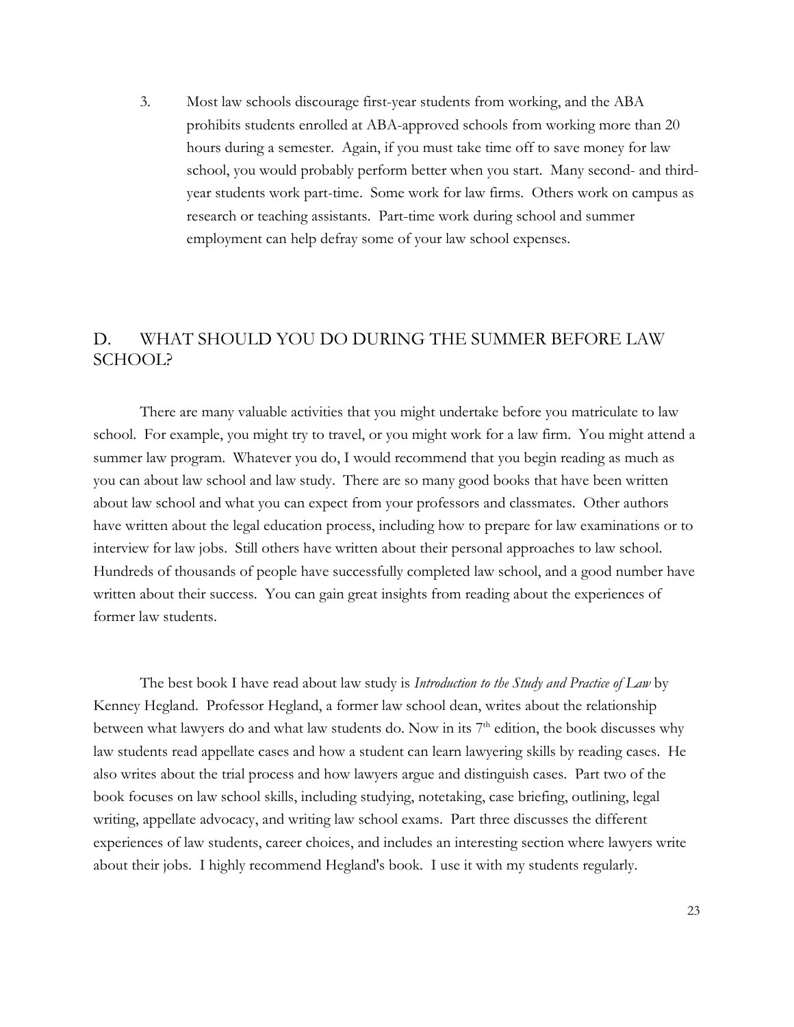3. Most law schools discourage first-year students from working, and the ABA prohibits students enrolled at ABA-approved schools from working more than 20 hours during a semester. Again, if you must take time off to save money for law school, you would probably perform better when you start. Many second- and third-year students work part-time. Some work for law firms. Others work on campus as research or teaching assistants. Part-time work during school and summer employment can help defray some of your law school expenses.

## D. WHAT SHOULD YOU DO DURING THE SUMMER BEFORE LAW SCHOOL?

There are many valuable activities that you might undertake before you matriculate to law school. For example, you might try to travel, or you might work for a law firm. You might attend a summer law program. Whatever you do, I would recommend that you begin reading as much as you can about law school and law study. There are so many good books that have been written about law school and what you can expect from your professors and classmates. Other authors have written about the legal education process, including how to prepare for law examinations or to interview for law jobs. Still others have written about their personal approaches to law school. Hundreds of thousands of people have successfully completed law school, and a good number have written about their success. You can gain great insights from reading about the experiences of former law students.

The best book I have read about law study is *Introduction to the Study and Practice of Law* by Kenney Hegland. Professor Hegland, a former law school dean, writes about the relationship between what lawyers do and what law students do. Now in its 7th edition, the book discusses why law students read appellate cases and how a student can learn lawyering skills by reading cases. He also writes about the trial process and how lawyers argue and distinguish cases. Part two of the book focuses on law school skills, including studying, notetaking, case briefing, outlining, legal writing, appellate advocacy, and writing law school exams. Part three discusses the different experiences of law students, career choices, and includes an interesting section where lawyers write about their jobs. I highly recommend Hegland's book. I use it with my students regularly.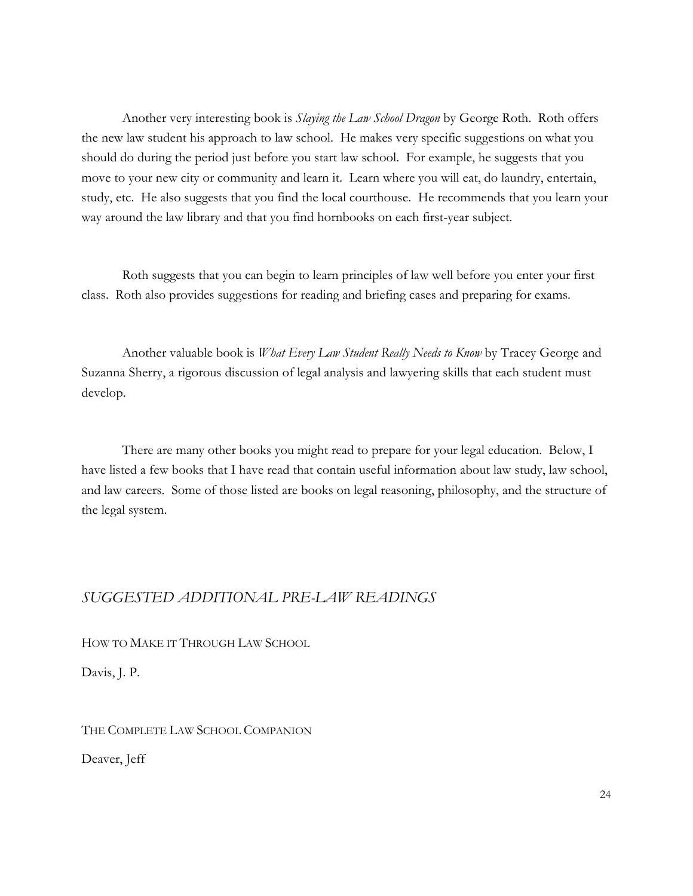Another very interesting book is *Slaying the Law School Dragon* by George Roth. Roth offers the new law student his approach to law school. He makes very specific suggestions on what you should do during the period just before you start law school. For example, he suggests that you move to your new city or community and learn it. Learn where you will eat, do laundry, entertain, study, etc. He also suggests that you find the local courthouse. He recommends that you learn your way around the law library and that you find hornbooks on each first-year subject.

Roth suggests that you can begin to learn principles of law well before you enter your first class. Roth also provides suggestions for reading and briefing cases and preparing for exams.

Another valuable book is *What Every Law Student Really Needs to Know* by Tracey George and Suzanna Sherry, a rigorous discussion of legal analysis and lawyering skills that each student must develop.

There are many other books you might read to prepare for your legal education. Below, I have listed a few books that I have read that contain useful information about law study, law school, and law careers. Some of those listed are books on legal reasoning, philosophy, and the structure of the legal system.

## *SUGGESTED ADDITIONAL PRE-LAW READINGS*

HOW TO MAKE IT THROUGH LAW SCHOOL

Davis, J. P.

THE COMPLETE LAW SCHOOL COMPANION

Deaver, Jeff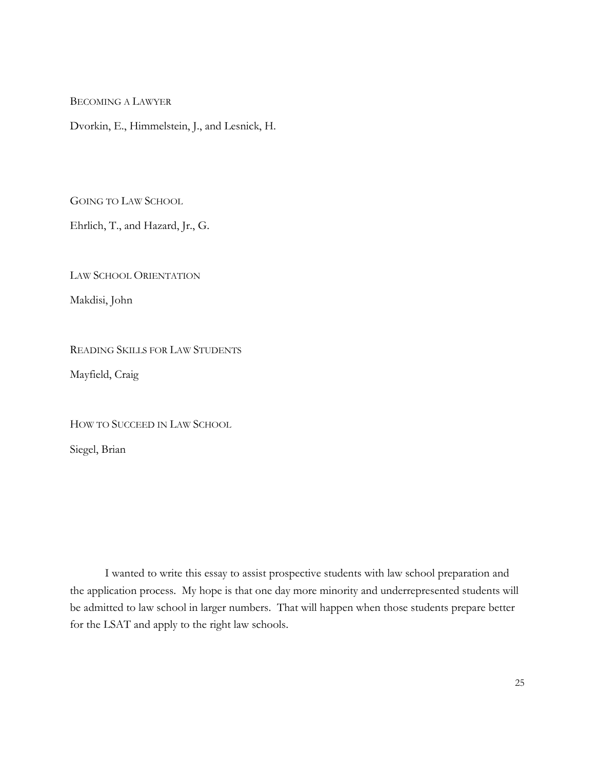BECOMING A LAWYER

Dvorkin, E., Himmelstein, J., and Lesnick, H.

GOING TO LAW SCHOOL

Ehrlich, T., and Hazard, Jr., G.

LAW SCHOOL ORIENTATION

Makdisi, John

READING SKILLS FOR LAW STUDENTS

Mayfield, Craig

HOW TO SUCCEED IN LAW SCHOOL

Siegel, Brian

I wanted to write this essay to assist prospective students with law school preparation and the application process. My hope is that one day more minority and underrepresented students will be admitted to law school in larger numbers. That will happen when those students prepare better for the LSAT and apply to the right law schools.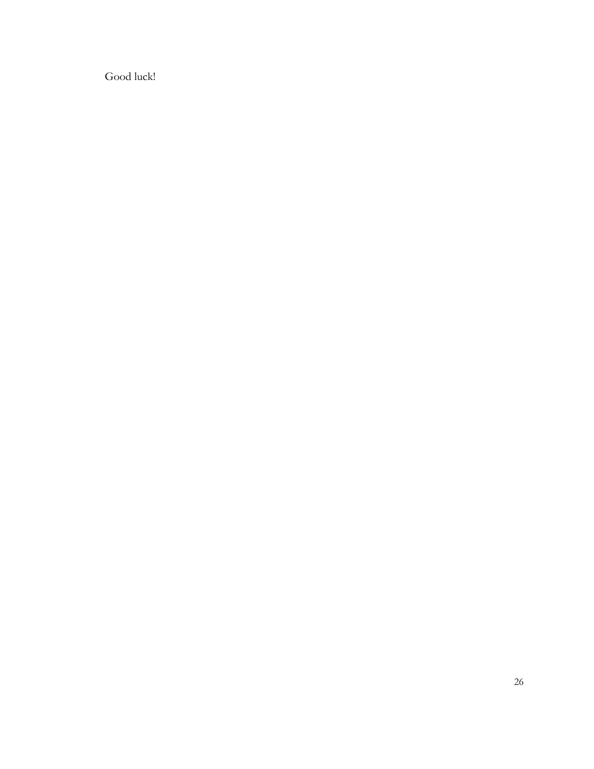Good luck!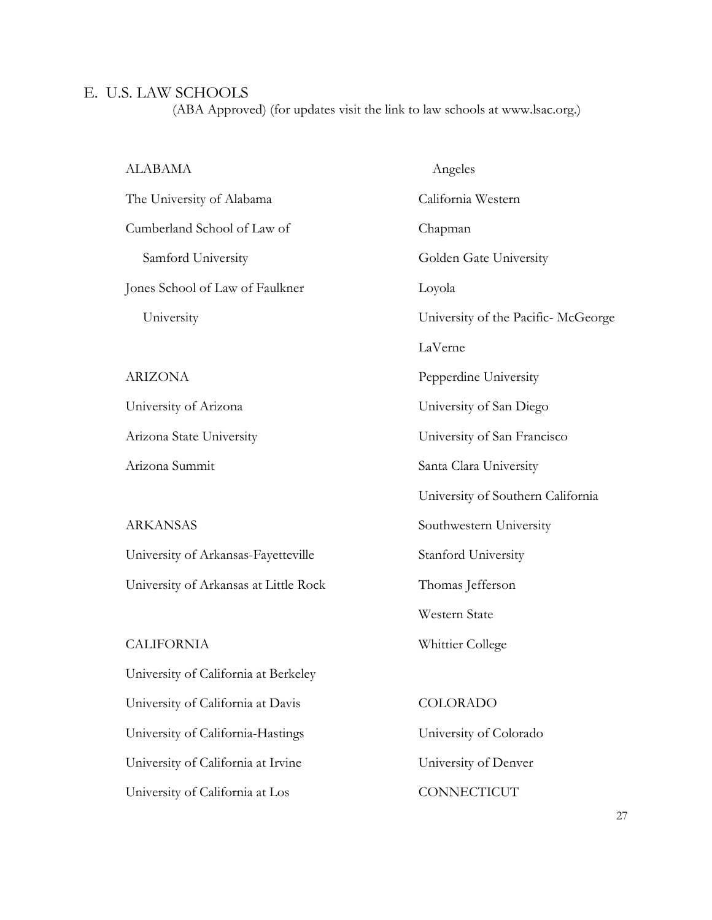## E. U.S. LAW SCHOOLS

(ABA Approved) (for updates visit the link to law schools at www.lsac.org.)

ALABAMA

The University of Alabama

Cumberland School of Law of Samford University

Jones School of Law of Faulkner University

ARIZONA

University of Arizona

Arizona State University

Arizona Summit

ARKANSAS

University of Arkansas-Fayetteville

University of Arkansas at Little Rock

CALIFORNIA

University of California at Berkeley

University of California at Davis

University of California-Hastings

University of California at Irvine

University of California at Los Angeles

California Western

Chapman

Golden Gate University

Loyola

University of the Pacific- McGeorge

LaVerne

Pepperdine University

University of San Diego

University of San Francisco

Santa Clara University

University of Southern California

Southwestern University

Stanford University

Thomas Jefferson

Western State

Whittier College

COLORADO

University of Colorado

University of Denver

CONNECTICUT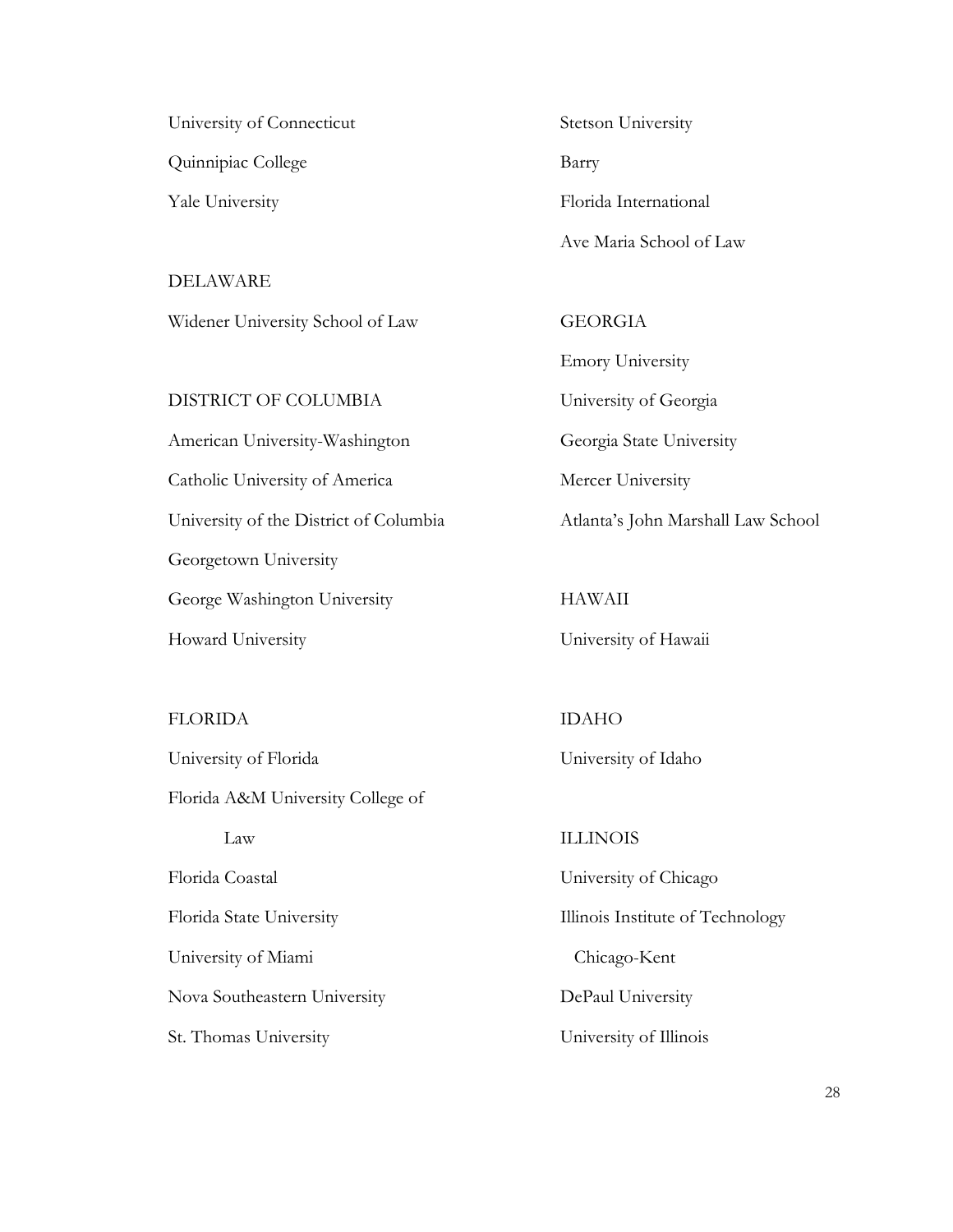University of Connecticut

Quinnipiac College

Yale University

DELAWARE

Widener University School of Law

DISTRICT OF COLUMBIA

American University-Washington

Catholic University of America

University of the District of Columbia

Georgetown University

George Washington University

Howard University

FLORIDA

University of Florida

Florida A&M University College of Law

Florida Coastal

Florida State University

University of Miami

Nova Southeastern University

St. Thomas University

Stetson University

Barry

Florida International

Ave Maria School of Law

GEORGIA

Emory University

University of Georgia

Georgia State University

Mercer University

Atlanta's John Marshall Law School

HAWAII

University of Hawaii

IDAHO

University of Idaho

ILLINOIS

University of Chicago

Illinois Institute of Technology Chicago-Kent

DePaul University

University of Illinois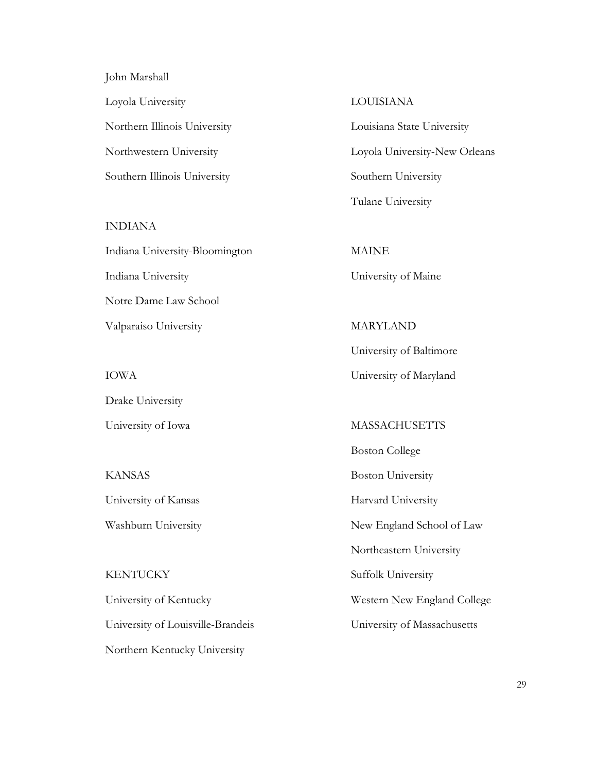John Marshall

Loyola University

Northern Illinois University

Northwestern University

Southern Illinois University

INDIANA

Indiana University-Bloomington

Indiana University

Notre Dame Law School

Valparaiso University

IOWA

Drake University

University of Iowa

KANSAS

University of Kansas

Washburn University

KENTUCKY

University of Kentucky

University of Louisville-Brandeis

Northern Kentucky University

LOUISIANA

Louisiana State University

Loyola University-New Orleans

Southern University

Tulane University

MAINE

University of Maine

MARYLAND

University of Baltimore

University of Maryland

MASSACHUSETTS

Boston College

Boston University

Harvard University

New England School of Law

Northeastern University

Suffolk University

Western New England College

University of Massachusetts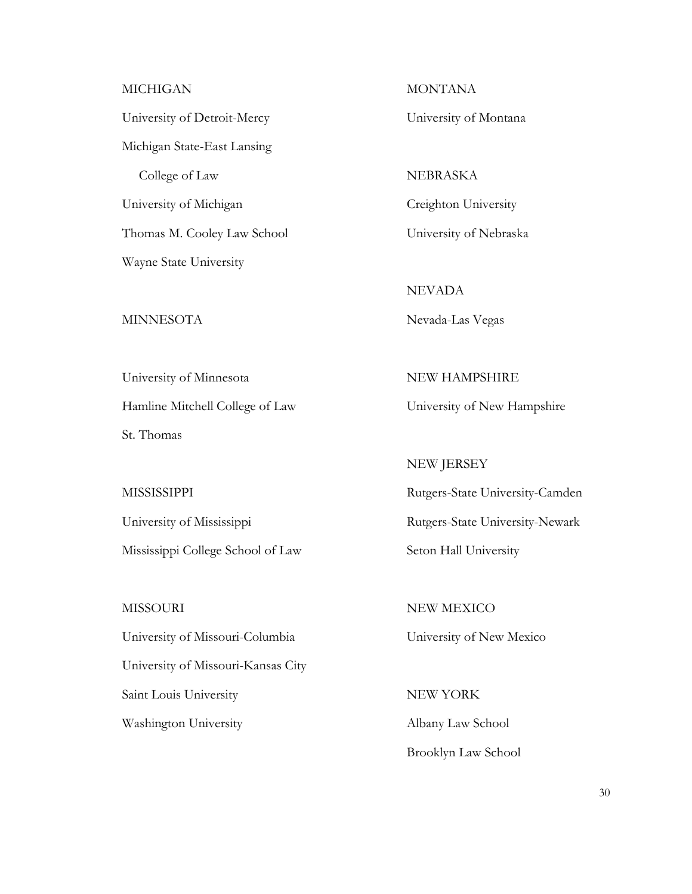MICHIGAN

University of Detroit-Mercy

Michigan State-East Lansing
College of Law

University of Michigan

Thomas M. Cooley Law School

Wayne State University

MINNESOTA

University of Minnesota

Hamline Mitchell College of Law

St. Thomas

MISSISSIPPI

University of Mississippi

Mississippi College School of Law

MISSOURI

University of Missouri-Columbia

University of Missouri-Kansas City

Saint Louis University

Washington University

MONTANA

University of Montana

NEBRASKA

Creighton University

University of Nebraska

NEVADA

Nevada-Las Vegas

NEW HAMPSHIRE

University of New Hampshire

NEW JERSEY

Rutgers-State University-Camden

Rutgers-State University-Newark

Seton Hall University

NEW MEXICO

University of New Mexico

NEW YORK

Albany Law School

Brooklyn Law School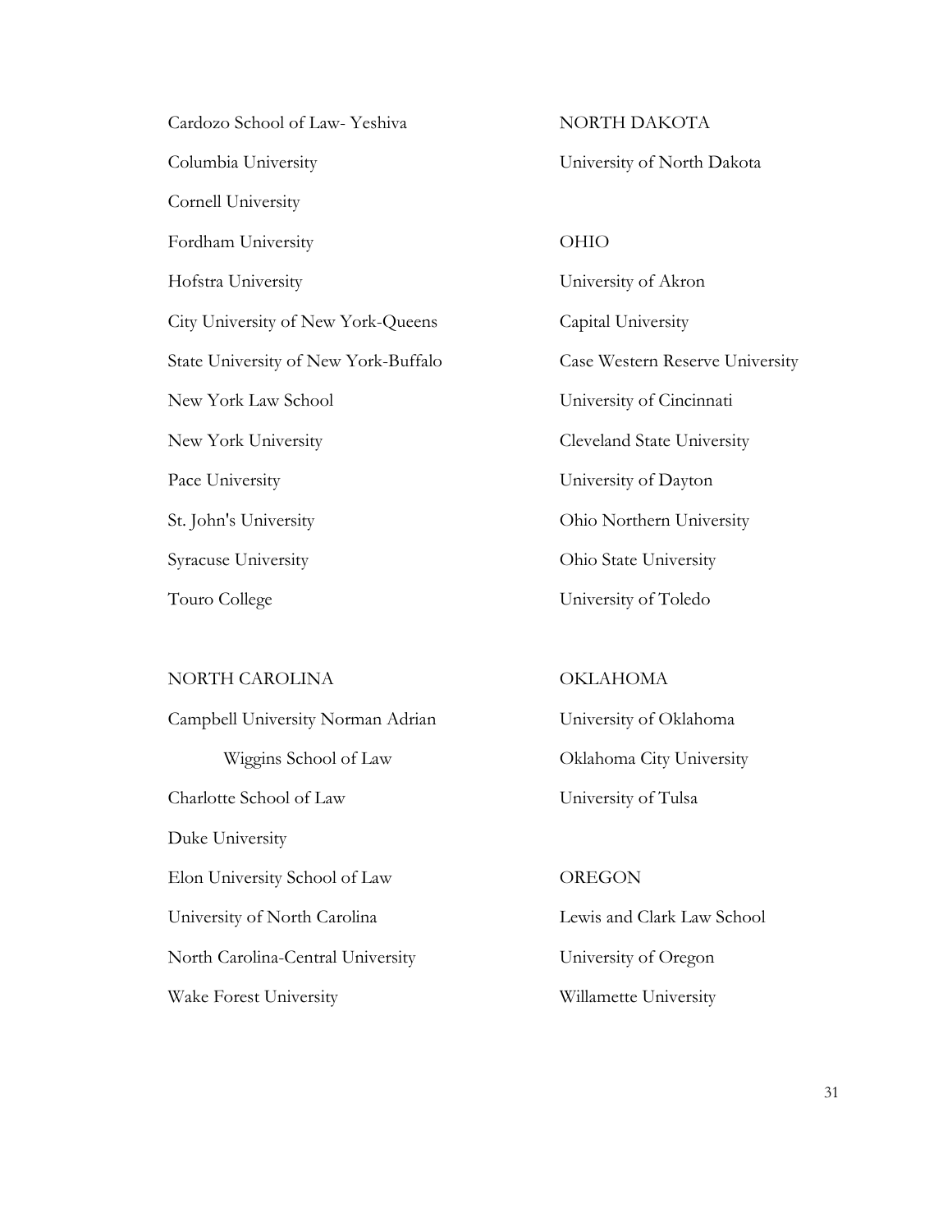Cardozo School of Law- Yeshiva

Columbia University

Cornell University

Fordham University

Hofstra University

City University of New York-Queens

State University of New York-Buffalo

New York Law School

New York University

Pace University

St. John's University

Syracuse University

Touro College

NORTH CAROLINA

Campbell University Norman Adrian Wiggins School of Law

Charlotte School of Law

Duke University

Elon University School of Law

University of North Carolina

North Carolina-Central University

Wake Forest University

NORTH DAKOTA

University of North Dakota

OHIO

University of Akron

Capital University

Case Western Reserve University

University of Cincinnati

Cleveland State University

University of Dayton

Ohio Northern University

Ohio State University

University of Toledo

OKLAHOMA

University of Oklahoma

Oklahoma City University

University of Tulsa

OREGON

Lewis and Clark Law School

University of Oregon

Willamette University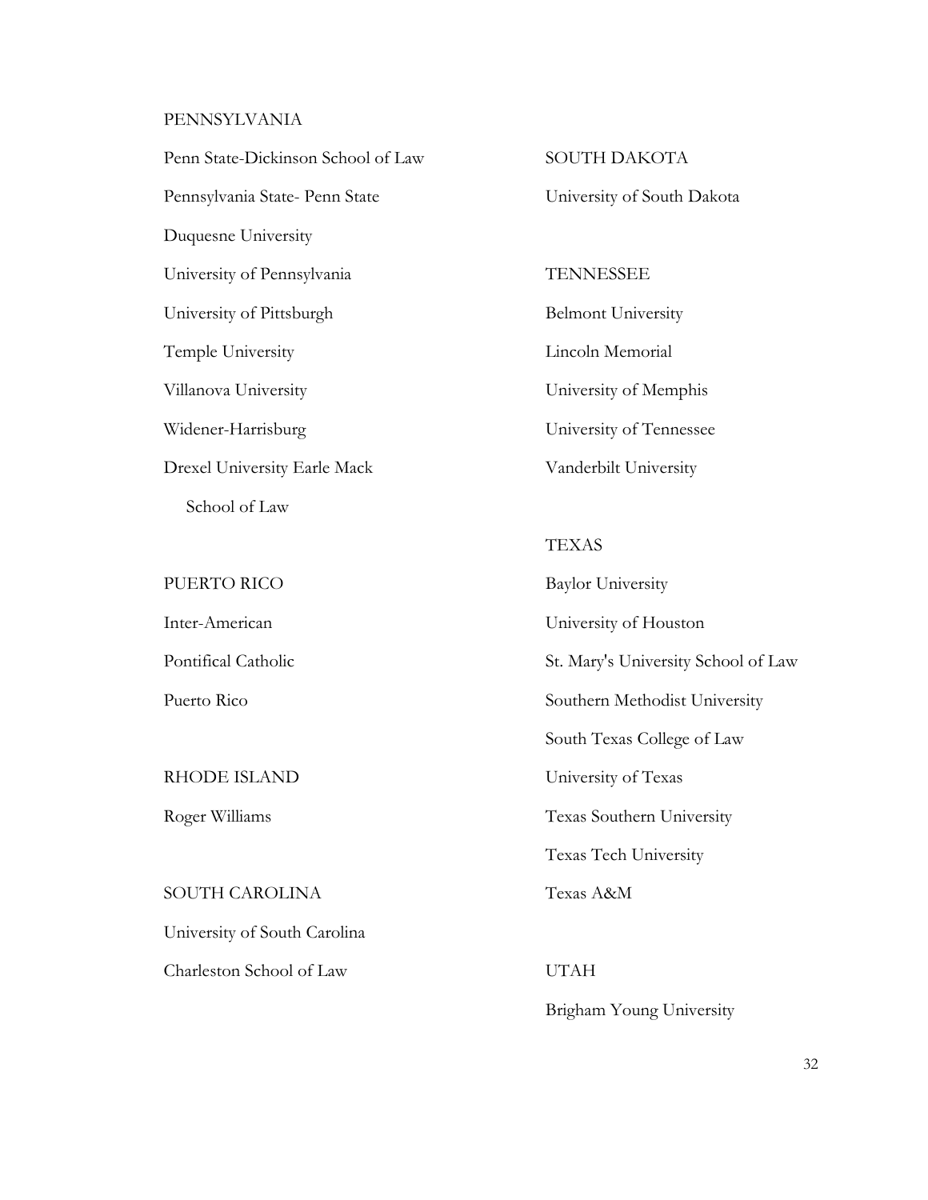PENNSYLVANIA

Penn State-Dickinson School of Law

Pennsylvania State- Penn State

Duquesne University

University of Pennsylvania

University of Pittsburgh

Temple University

Villanova University

Widener-Harrisburg

Drexel University Earle Mack School of Law

PUERTO RICO

Inter-American

Pontifical Catholic

Puerto Rico

RHODE ISLAND

Roger Williams

SOUTH CAROLINA

University of South Carolina

Charleston School of Law

SOUTH DAKOTA

University of South Dakota

TENNESSEE

Belmont University

Lincoln Memorial

University of Memphis

University of Tennessee

Vanderbilt University

TEXAS

Baylor University

University of Houston

St. Mary's University School of Law

Southern Methodist University

South Texas College of Law

University of Texas

Texas Southern University

Texas Tech University

Texas A&M

UTAH

Brigham Young University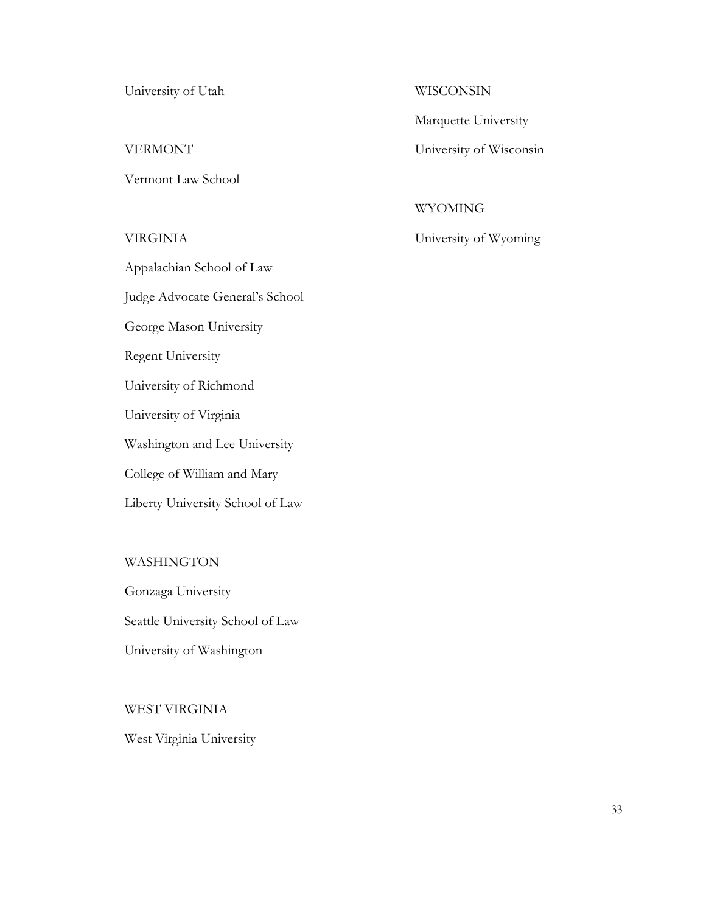University of Utah

VERMONT

Vermont Law School

VIRGINIA

Appalachian School of Law

Judge Advocate General's School

George Mason University

Regent University

University of Richmond

University of Virginia

Washington and Lee University

College of William and Mary

Liberty University School of Law

WASHINGTON

Gonzaga University

Seattle University School of Law

University of Washington

WEST VIRGINIA

West Virginia University

WISCONSIN

Marquette University

University of Wisconsin

WYOMING

University of Wyoming